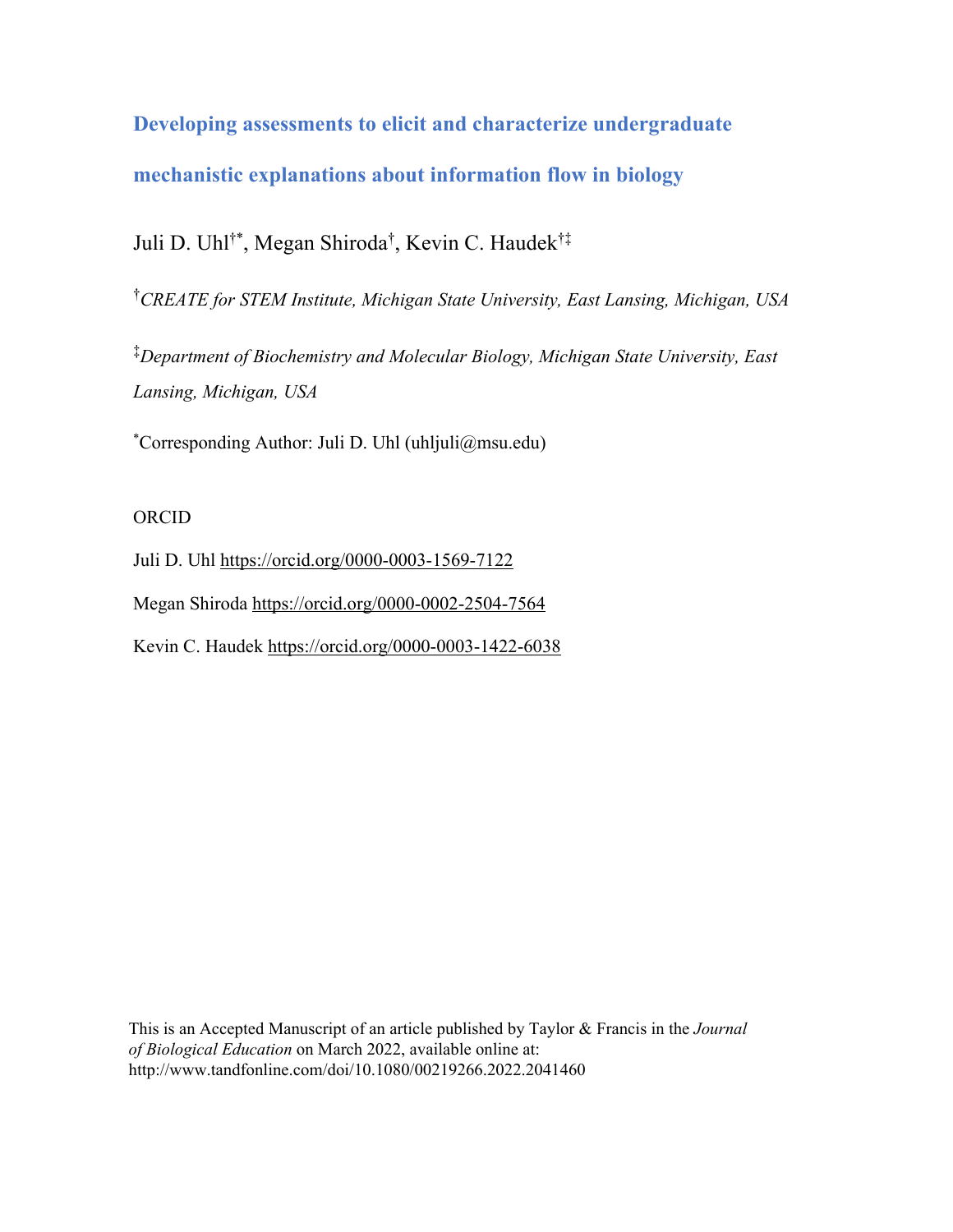# Developing assessments to elicit and characterize undergraduate mechanistic explanations about information flow in biology

Juli D. Uhl[†*], Megan Shiroda[†], Kevin C. Haudek[†‡]

[†]*CREATE for STEM Institute, Michigan State University, East Lansing, Michigan, USA*

[‡]*Department of Biochemistry and Molecular Biology, Michigan State University, East Lansing, Michigan, USA*

[*]Corresponding Author: Juli D. Uhl (uhljuli@msu.edu)

ORCID

Juli D. Uhl https://orcid.org/0000-0003-1569-7122

Megan Shiroda https://orcid.org/0000-0002-2504-7564

Kevin C. Haudek https://orcid.org/0000-0003-1422-6038

This is an Accepted Manuscript of an article published by Taylor & Francis in the *Journal of Biological Education* on March 2022, available online at: http://www.tandfonline.com/doi/10.1080/00219266.2022.2041460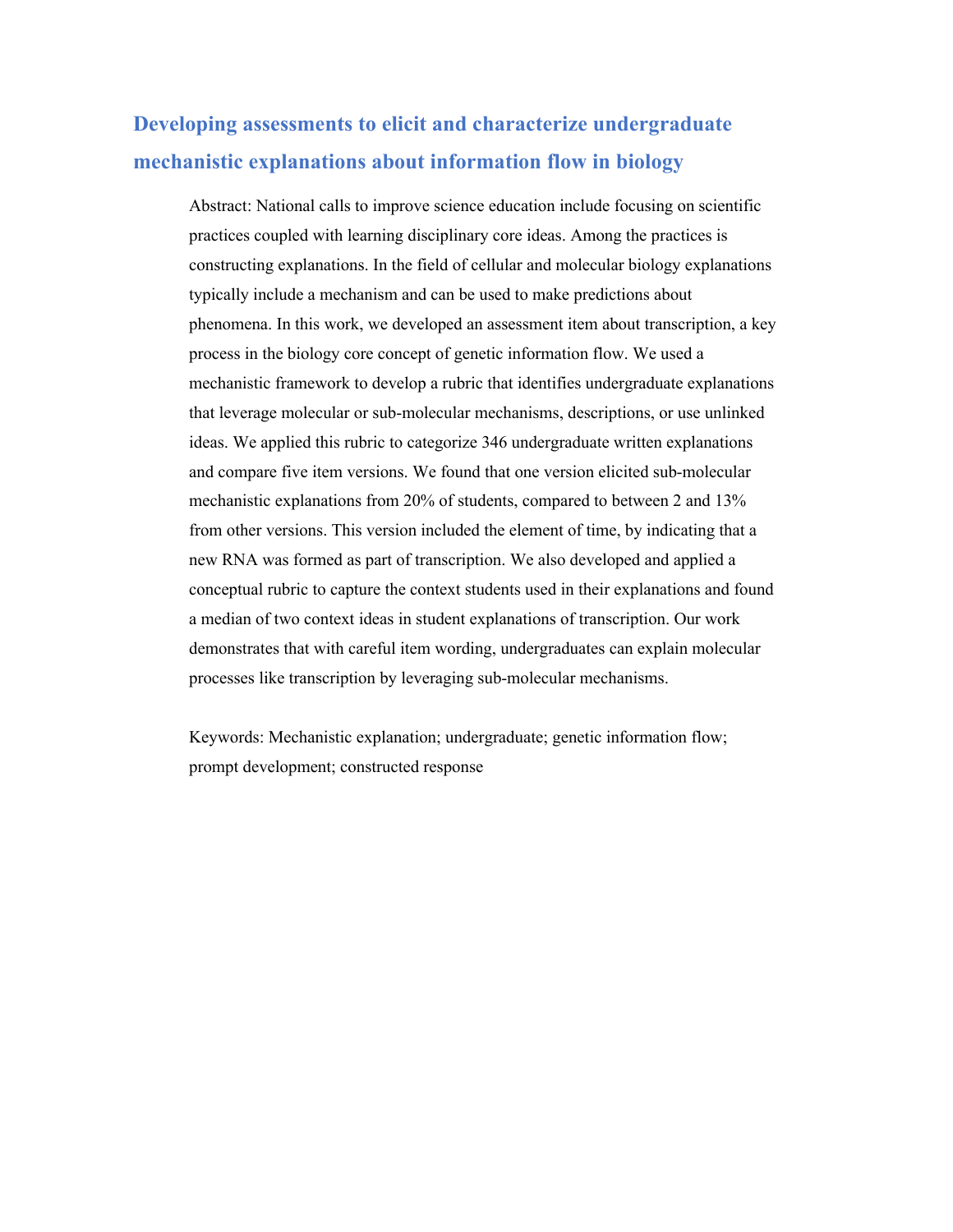# Developing assessments to elicit and characterize undergraduate mechanistic explanations about information flow in biology

Abstract: National calls to improve science education include focusing on scientific practices coupled with learning disciplinary core ideas. Among the practices is constructing explanations. In the field of cellular and molecular biology explanations typically include a mechanism and can be used to make predictions about phenomena. In this work, we developed an assessment item about transcription, a key process in the biology core concept of genetic information flow. We used a mechanistic framework to develop a rubric that identifies undergraduate explanations that leverage molecular or sub-molecular mechanisms, descriptions, or use unlinked ideas. We applied this rubric to categorize 346 undergraduate written explanations and compare five item versions. We found that one version elicited sub-molecular mechanistic explanations from 20% of students, compared to between 2 and 13% from other versions. This version included the element of time, by indicating that a new RNA was formed as part of transcription. We also developed and applied a conceptual rubric to capture the context students used in their explanations and found a median of two context ideas in student explanations of transcription. Our work demonstrates that with careful item wording, undergraduates can explain molecular processes like transcription by leveraging sub-molecular mechanisms.

Keywords: Mechanistic explanation; undergraduate; genetic information flow; prompt development; constructed response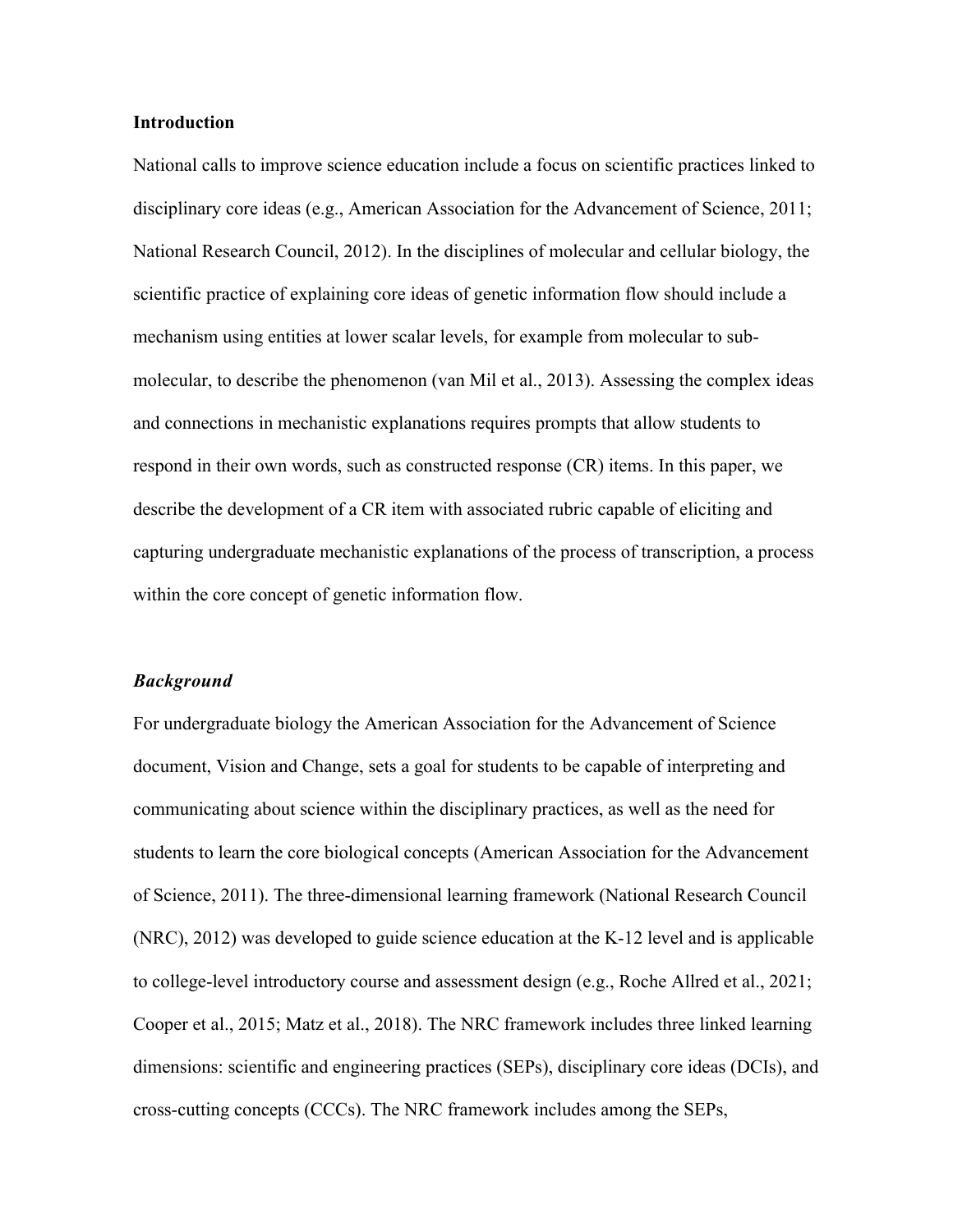## Introduction

National calls to improve science education include a focus on scientific practices linked to disciplinary core ideas (e.g., American Association for the Advancement of Science, 2011; National Research Council, 2012). In the disciplines of molecular and cellular biology, the scientific practice of explaining core ideas of genetic information flow should include a mechanism using entities at lower scalar levels, for example from molecular to sub-molecular, to describe the phenomenon (van Mil et al., 2013). Assessing the complex ideas and connections in mechanistic explanations requires prompts that allow students to respond in their own words, such as constructed response (CR) items. In this paper, we describe the development of a CR item with associated rubric capable of eliciting and capturing undergraduate mechanistic explanations of the process of transcription, a process within the core concept of genetic information flow.

### *Background*

For undergraduate biology the American Association for the Advancement of Science document, Vision and Change, sets a goal for students to be capable of interpreting and communicating about science within the disciplinary practices, as well as the need for students to learn the core biological concepts (American Association for the Advancement of Science, 2011). The three-dimensional learning framework (National Research Council (NRC), 2012) was developed to guide science education at the K-12 level and is applicable to college-level introductory course and assessment design (e.g., Roche Allred et al., 2021; Cooper et al., 2015; Matz et al., 2018). The NRC framework includes three linked learning dimensions: scientific and engineering practices (SEPs), disciplinary core ideas (DCIs), and cross-cutting concepts (CCCs). The NRC framework includes among the SEPs,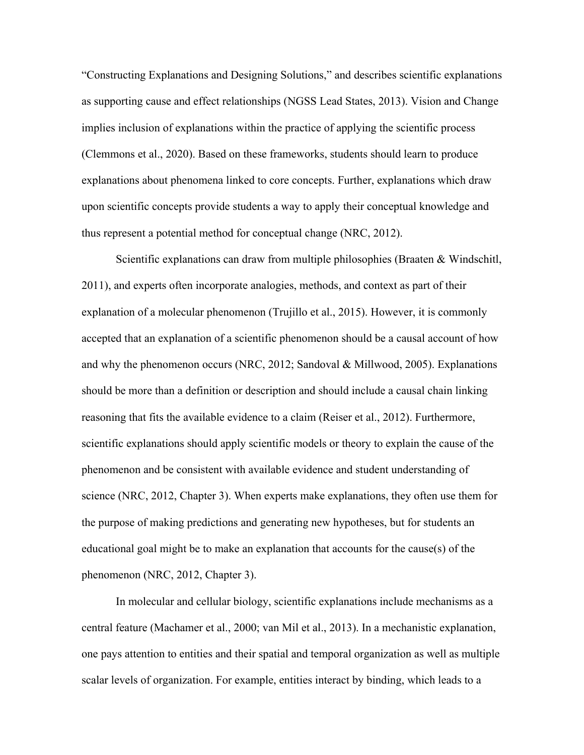"Constructing Explanations and Designing Solutions," and describes scientific explanations as supporting cause and effect relationships (NGSS Lead States, 2013). Vision and Change implies inclusion of explanations within the practice of applying the scientific process (Clemmons et al., 2020). Based on these frameworks, students should learn to produce explanations about phenomena linked to core concepts. Further, explanations which draw upon scientific concepts provide students a way to apply their conceptual knowledge and thus represent a potential method for conceptual change (NRC, 2012).

Scientific explanations can draw from multiple philosophies (Braaten & Windschitl, 2011), and experts often incorporate analogies, methods, and context as part of their explanation of a molecular phenomenon (Trujillo et al., 2015). However, it is commonly accepted that an explanation of a scientific phenomenon should be a causal account of how and why the phenomenon occurs (NRC, 2012; Sandoval & Millwood, 2005). Explanations should be more than a definition or description and should include a causal chain linking reasoning that fits the available evidence to a claim (Reiser et al., 2012). Furthermore, scientific explanations should apply scientific models or theory to explain the cause of the phenomenon and be consistent with available evidence and student understanding of science (NRC, 2012, Chapter 3). When experts make explanations, they often use them for the purpose of making predictions and generating new hypotheses, but for students an educational goal might be to make an explanation that accounts for the cause(s) of the phenomenon (NRC, 2012, Chapter 3).

In molecular and cellular biology, scientific explanations include mechanisms as a central feature (Machamer et al., 2000; van Mil et al., 2013). In a mechanistic explanation, one pays attention to entities and their spatial and temporal organization as well as multiple scalar levels of organization. For example, entities interact by binding, which leads to a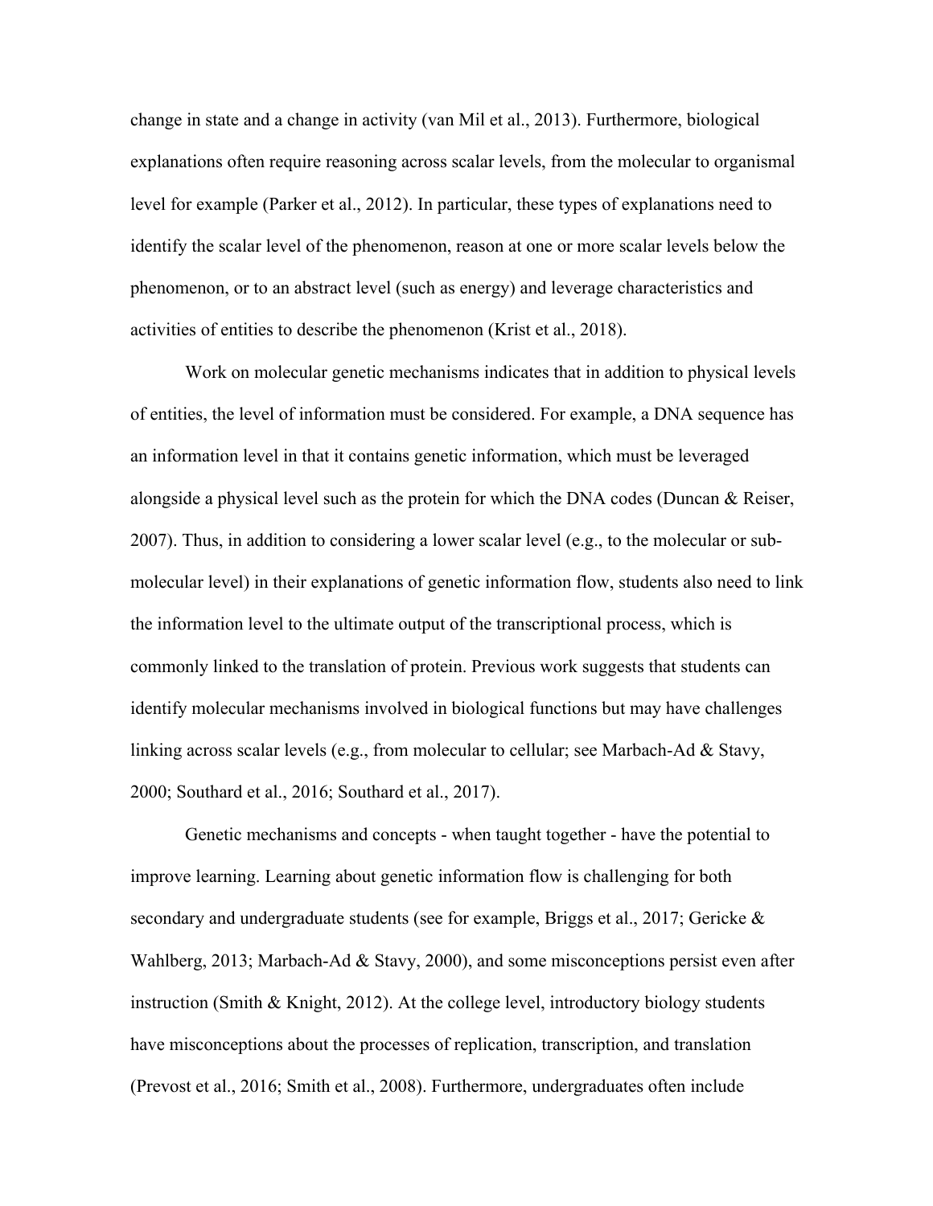change in state and a change in activity (van Mil et al., 2013). Furthermore, biological explanations often require reasoning across scalar levels, from the molecular to organismal level for example (Parker et al., 2012). In particular, these types of explanations need to identify the scalar level of the phenomenon, reason at one or more scalar levels below the phenomenon, or to an abstract level (such as energy) and leverage characteristics and activities of entities to describe the phenomenon (Krist et al., 2018).

Work on molecular genetic mechanisms indicates that in addition to physical levels of entities, the level of information must be considered. For example, a DNA sequence has an information level in that it contains genetic information, which must be leveraged alongside a physical level such as the protein for which the DNA codes (Duncan & Reiser, 2007). Thus, in addition to considering a lower scalar level (e.g., to the molecular or sub-molecular level) in their explanations of genetic information flow, students also need to link the information level to the ultimate output of the transcriptional process, which is commonly linked to the translation of protein. Previous work suggests that students can identify molecular mechanisms involved in biological functions but may have challenges linking across scalar levels (e.g., from molecular to cellular; see Marbach-Ad & Stavy, 2000; Southard et al., 2016; Southard et al., 2017).

Genetic mechanisms and concepts - when taught together - have the potential to improve learning. Learning about genetic information flow is challenging for both secondary and undergraduate students (see for example, Briggs et al., 2017; Gericke & Wahlberg, 2013; Marbach-Ad & Stavy, 2000), and some misconceptions persist even after instruction (Smith & Knight, 2012). At the college level, introductory biology students have misconceptions about the processes of replication, transcription, and translation (Prevost et al., 2016; Smith et al., 2008). Furthermore, undergraduates often include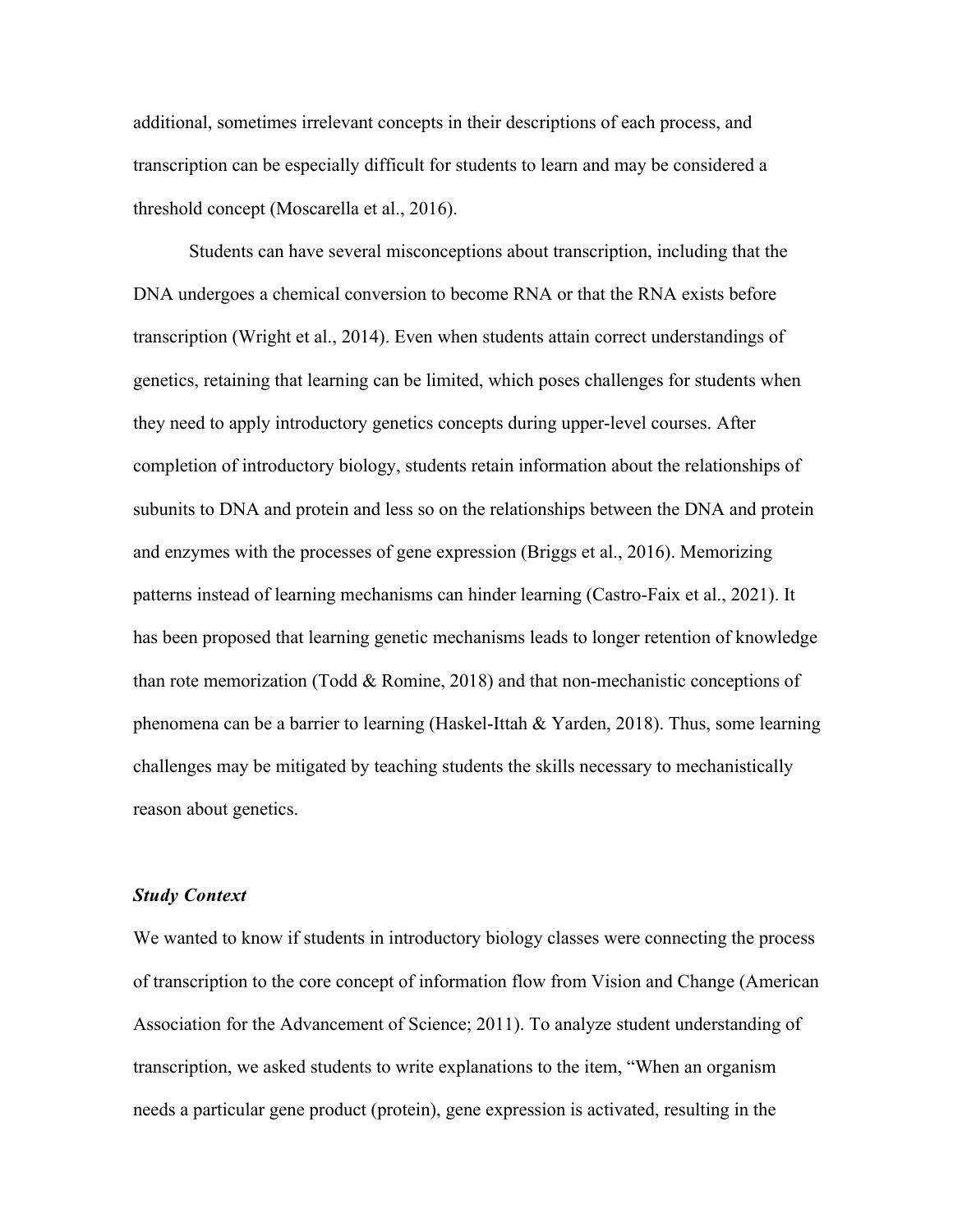additional, sometimes irrelevant concepts in their descriptions of each process, and transcription can be especially difficult for students to learn and may be considered a threshold concept (Moscarella et al., 2016).

Students can have several misconceptions about transcription, including that the DNA undergoes a chemical conversion to become RNA or that the RNA exists before transcription (Wright et al., 2014). Even when students attain correct understandings of genetics, retaining that learning can be limited, which poses challenges for students when they need to apply introductory genetics concepts during upper-level courses. After completion of introductory biology, students retain information about the relationships of subunits to DNA and protein and less so on the relationships between the DNA and protein and enzymes with the processes of gene expression (Briggs et al., 2016). Memorizing patterns instead of learning mechanisms can hinder learning (Castro-Faix et al., 2021). It has been proposed that learning genetic mechanisms leads to longer retention of knowledge than rote memorization (Todd & Romine, 2018) and that non-mechanistic conceptions of phenomena can be a barrier to learning (Haskel-Ittah & Yarden, 2018). Thus, some learning challenges may be mitigated by teaching students the skills necessary to mechanistically reason about genetics.

### ***Study Context***

We wanted to know if students in introductory biology classes were connecting the process of transcription to the core concept of information flow from Vision and Change (American Association for the Advancement of Science; 2011). To analyze student understanding of transcription, we asked students to write explanations to the item, "When an organism needs a particular gene product (protein), gene expression is activated, resulting in the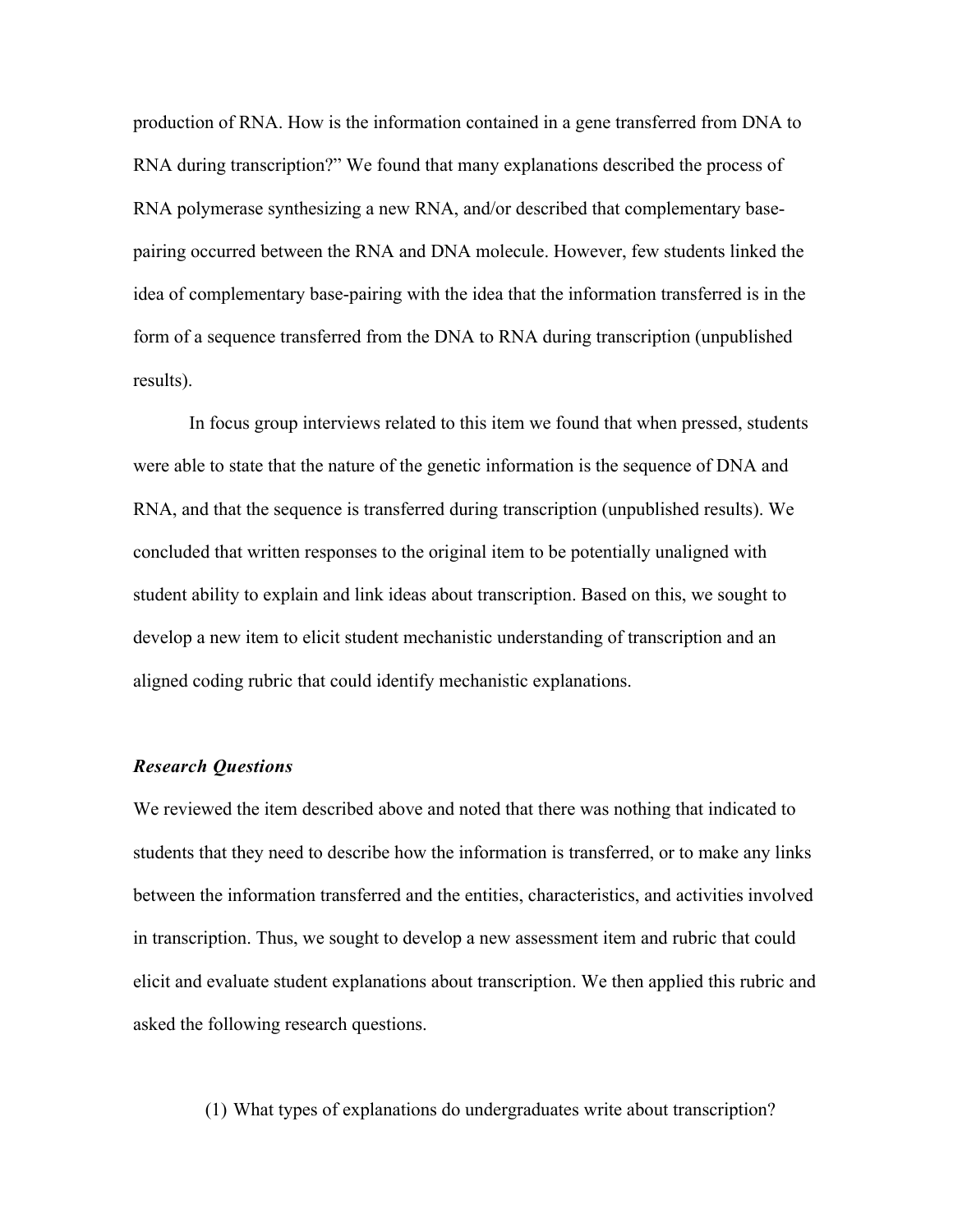production of RNA. How is the information contained in a gene transferred from DNA to RNA during transcription?" We found that many explanations described the process of RNA polymerase synthesizing a new RNA, and/or described that complementary base-pairing occurred between the RNA and DNA molecule. However, few students linked the idea of complementary base-pairing with the idea that the information transferred is in the form of a sequence transferred from the DNA to RNA during transcription (unpublished results).

In focus group interviews related to this item we found that when pressed, students were able to state that the nature of the genetic information is the sequence of DNA and RNA, and that the sequence is transferred during transcription (unpublished results). We concluded that written responses to the original item to be potentially unaligned with student ability to explain and link ideas about transcription. Based on this, we sought to develop a new item to elicit student mechanistic understanding of transcription and an aligned coding rubric that could identify mechanistic explanations.

### *Research Questions*

We reviewed the item described above and noted that there was nothing that indicated to students that they need to describe how the information is transferred, or to make any links between the information transferred and the entities, characteristics, and activities involved in transcription. Thus, we sought to develop a new assessment item and rubric that could elicit and evaluate student explanations about transcription. We then applied this rubric and asked the following research questions.

(1) What types of explanations do undergraduates write about transcription?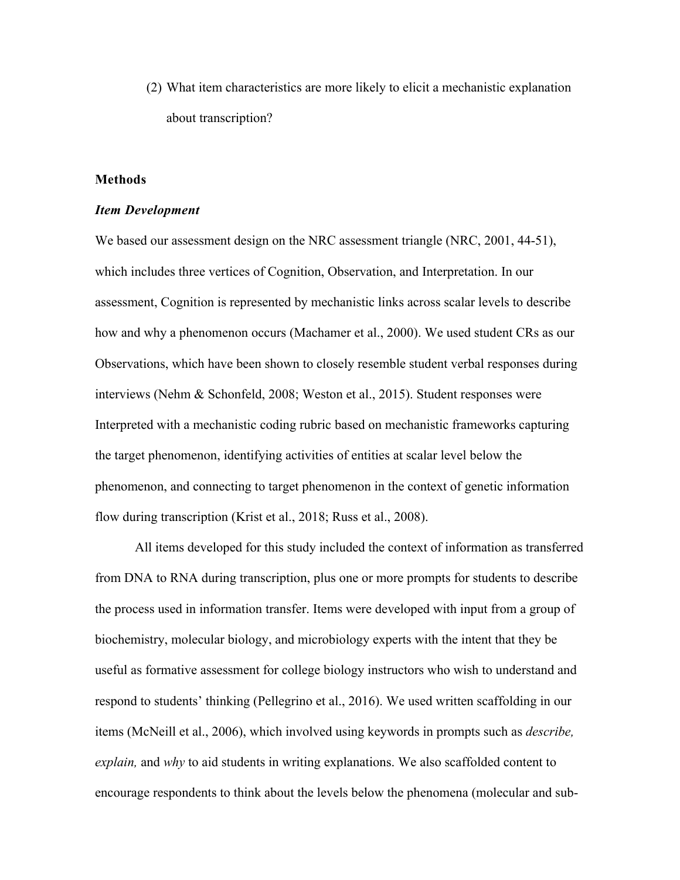(2) What item characteristics are more likely to elicit a mechanistic explanation about transcription?

## Methods

### *Item Development*

We based our assessment design on the NRC assessment triangle (NRC, 2001, 44-51), which includes three vertices of Cognition, Observation, and Interpretation. In our assessment, Cognition is represented by mechanistic links across scalar levels to describe how and why a phenomenon occurs (Machamer et al., 2000). We used student CRs as our Observations, which have been shown to closely resemble student verbal responses during interviews (Nehm & Schonfeld, 2008; Weston et al., 2015). Student responses were Interpreted with a mechanistic coding rubric based on mechanistic frameworks capturing the target phenomenon, identifying activities of entities at scalar level below the phenomenon, and connecting to target phenomenon in the context of genetic information flow during transcription (Krist et al., 2018; Russ et al., 2008).

All items developed for this study included the context of information as transferred from DNA to RNA during transcription, plus one or more prompts for students to describe the process used in information transfer. Items were developed with input from a group of biochemistry, molecular biology, and microbiology experts with the intent that they be useful as formative assessment for college biology instructors who wish to understand and respond to students' thinking (Pellegrino et al., 2016). We used written scaffolding in our items (McNeill et al., 2006), which involved using keywords in prompts such as *describe, explain,* and *why* to aid students in writing explanations. We also scaffolded content to encourage respondents to think about the levels below the phenomena (molecular and sub-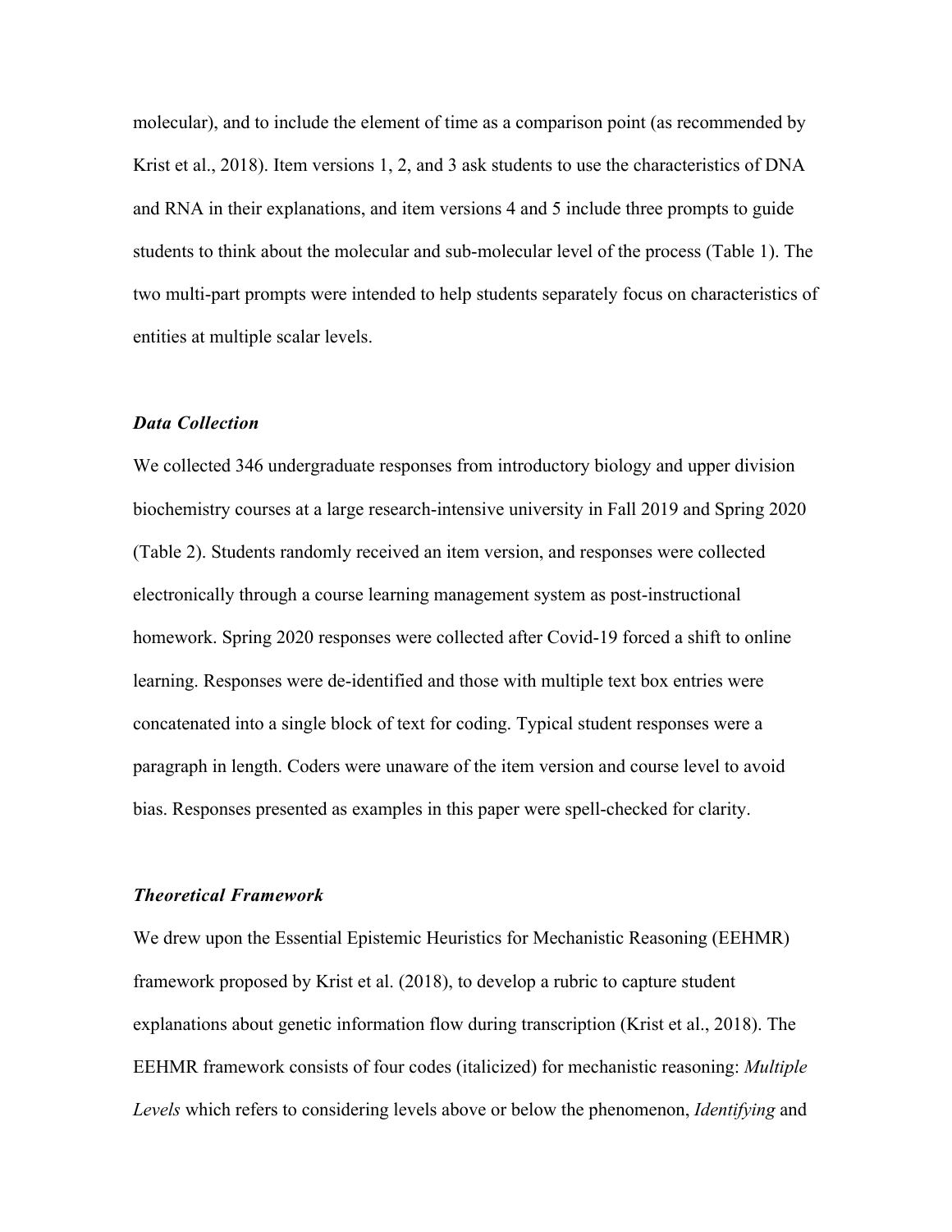molecular), and to include the element of time as a comparison point (as recommended by Krist et al., 2018). Item versions 1, 2, and 3 ask students to use the characteristics of DNA and RNA in their explanations, and item versions 4 and 5 include three prompts to guide students to think about the molecular and sub-molecular level of the process (Table 1). The two multi-part prompts were intended to help students separately focus on characteristics of entities at multiple scalar levels.

### *Data Collection*

We collected 346 undergraduate responses from introductory biology and upper division biochemistry courses at a large research-intensive university in Fall 2019 and Spring 2020 (Table 2). Students randomly received an item version, and responses were collected electronically through a course learning management system as post-instructional homework. Spring 2020 responses were collected after Covid-19 forced a shift to online learning. Responses were de-identified and those with multiple text box entries were concatenated into a single block of text for coding. Typical student responses were a paragraph in length. Coders were unaware of the item version and course level to avoid bias. Responses presented as examples in this paper were spell-checked for clarity.

### *Theoretical Framework*

We drew upon the Essential Epistemic Heuristics for Mechanistic Reasoning (EEHMR) framework proposed by Krist et al. (2018), to develop a rubric to capture student explanations about genetic information flow during transcription (Krist et al., 2018). The EEHMR framework consists of four codes (italicized) for mechanistic reasoning: *Multiple Levels* which refers to considering levels above or below the phenomenon, *Identifying* and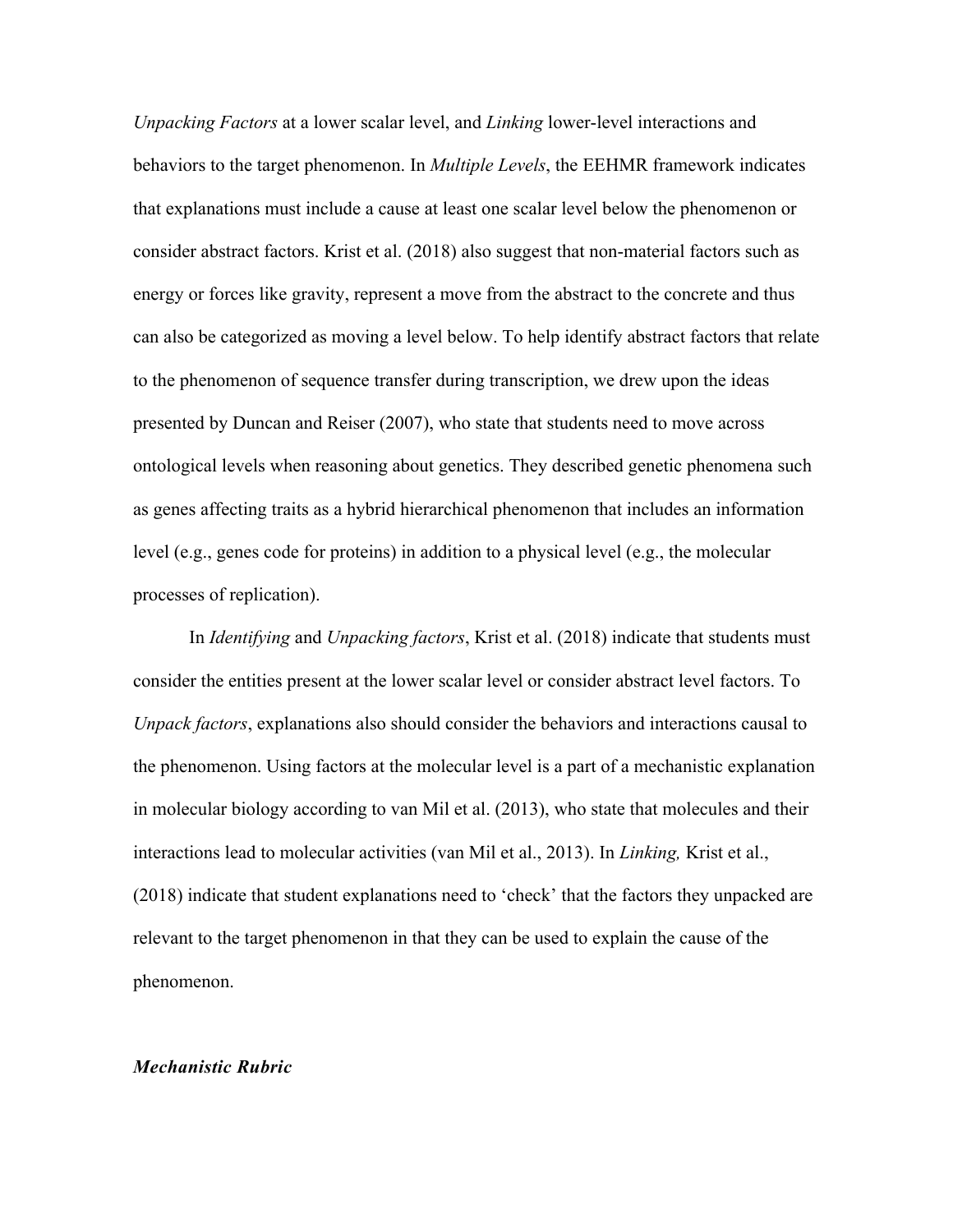*Unpacking Factors* at a lower scalar level, and *Linking* lower-level interactions and behaviors to the target phenomenon. In *Multiple Levels*, the EEHMR framework indicates that explanations must include a cause at least one scalar level below the phenomenon or consider abstract factors. Krist et al. (2018) also suggest that non-material factors such as energy or forces like gravity, represent a move from the abstract to the concrete and thus can also be categorized as moving a level below. To help identify abstract factors that relate to the phenomenon of sequence transfer during transcription, we drew upon the ideas presented by Duncan and Reiser (2007), who state that students need to move across ontological levels when reasoning about genetics. They described genetic phenomena such as genes affecting traits as a hybrid hierarchical phenomenon that includes an information level (e.g., genes code for proteins) in addition to a physical level (e.g., the molecular processes of replication).

In *Identifying* and *Unpacking factors*, Krist et al. (2018) indicate that students must consider the entities present at the lower scalar level or consider abstract level factors. To *Unpack factors*, explanations also should consider the behaviors and interactions causal to the phenomenon. Using factors at the molecular level is a part of a mechanistic explanation in molecular biology according to van Mil et al. (2013), who state that molecules and their interactions lead to molecular activities (van Mil et al., 2013). In *Linking,* Krist et al., (2018) indicate that student explanations need to 'check' that the factors they unpacked are relevant to the target phenomenon in that they can be used to explain the cause of the phenomenon.

### *Mechanistic Rubric*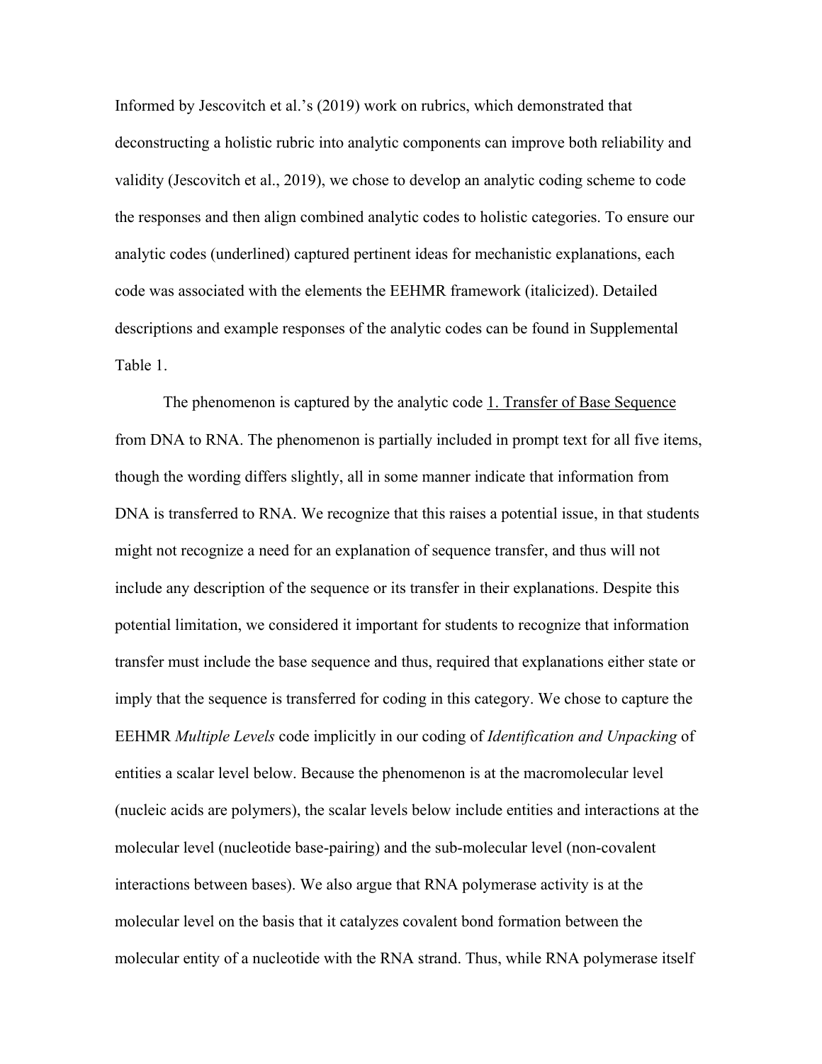Informed by Jescovitch et al.'s (2019) work on rubrics, which demonstrated that deconstructing a holistic rubric into analytic components can improve both reliability and validity (Jescovitch et al., 2019), we chose to develop an analytic coding scheme to code the responses and then align combined analytic codes to holistic categories. To ensure our analytic codes (underlined) captured pertinent ideas for mechanistic explanations, each code was associated with the elements the EEHMR framework (italicized). Detailed descriptions and example responses of the analytic codes can be found in Supplemental Table 1.

The phenomenon is captured by the analytic code <u>1. Transfer of Base Sequence</u> from DNA to RNA. The phenomenon is partially included in prompt text for all five items, though the wording differs slightly, all in some manner indicate that information from DNA is transferred to RNA. We recognize that this raises a potential issue, in that students might not recognize a need for an explanation of sequence transfer, and thus will not include any description of the sequence or its transfer in their explanations. Despite this potential limitation, we considered it important for students to recognize that information transfer must include the base sequence and thus, required that explanations either state or imply that the sequence is transferred for coding in this category. We chose to capture the EEHMR *Multiple Levels* code implicitly in our coding of *Identification and Unpacking* of entities a scalar level below. Because the phenomenon is at the macromolecular level (nucleic acids are polymers), the scalar levels below include entities and interactions at the molecular level (nucleotide base-pairing) and the sub-molecular level (non-covalent interactions between bases). We also argue that RNA polymerase activity is at the molecular level on the basis that it catalyzes covalent bond formation between the molecular entity of a nucleotide with the RNA strand. Thus, while RNA polymerase itself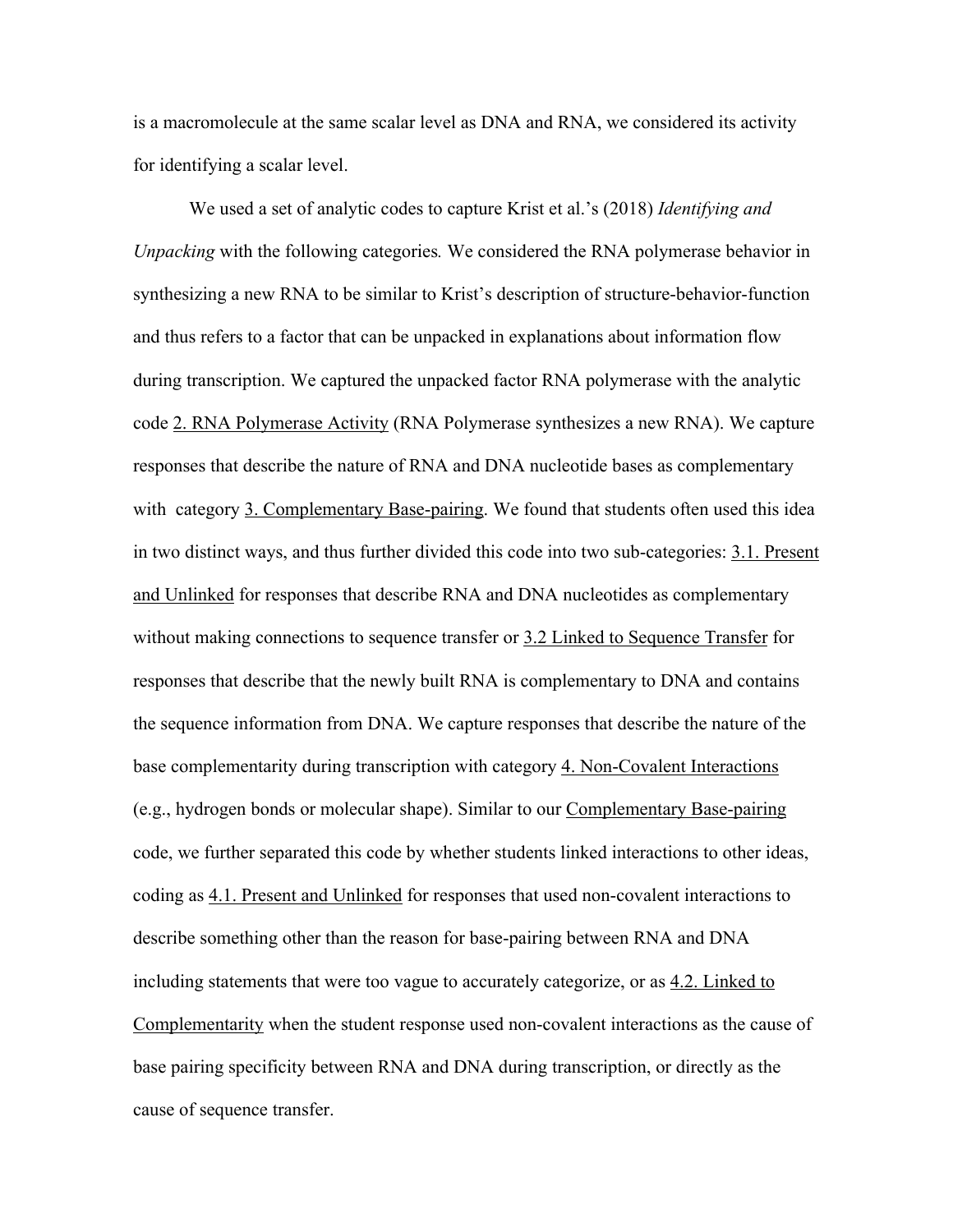is a macromolecule at the same scalar level as DNA and RNA, we considered its activity for identifying a scalar level.

We used a set of analytic codes to capture Krist et al.'s (2018) *Identifying and Unpacking* with the following categories. We considered the RNA polymerase behavior in synthesizing a new RNA to be similar to Krist's description of structure-behavior-function and thus refers to a factor that can be unpacked in explanations about information flow during transcription. We captured the unpacked factor RNA polymerase with the analytic code <u>2. RNA Polymerase Activity</u> (RNA Polymerase synthesizes a new RNA). We capture responses that describe the nature of RNA and DNA nucleotide bases as complementary with category <u>3. Complementary Base-pairing</u>. We found that students often used this idea in two distinct ways, and thus further divided this code into two sub-categories: <u>3.1. Present and Unlinked</u> for responses that describe RNA and DNA nucleotides as complementary without making connections to sequence transfer or <u>3.2 Linked to Sequence Transfer</u> for responses that describe that the newly built RNA is complementary to DNA and contains the sequence information from DNA. We capture responses that describe the nature of the base complementarity during transcription with category <u>4. Non-Covalent Interactions</u> (e.g., hydrogen bonds or molecular shape). Similar to our <u>Complementary Base-pairing</u> code, we further separated this code by whether students linked interactions to other ideas, coding as <u>4.1. Present and Unlinked</u> for responses that used non-covalent interactions to describe something other than the reason for base-pairing between RNA and DNA including statements that were too vague to accurately categorize, or as <u>4.2. Linked to Complementarity</u> when the student response used non-covalent interactions as the cause of base pairing specificity between RNA and DNA during transcription, or directly as the cause of sequence transfer.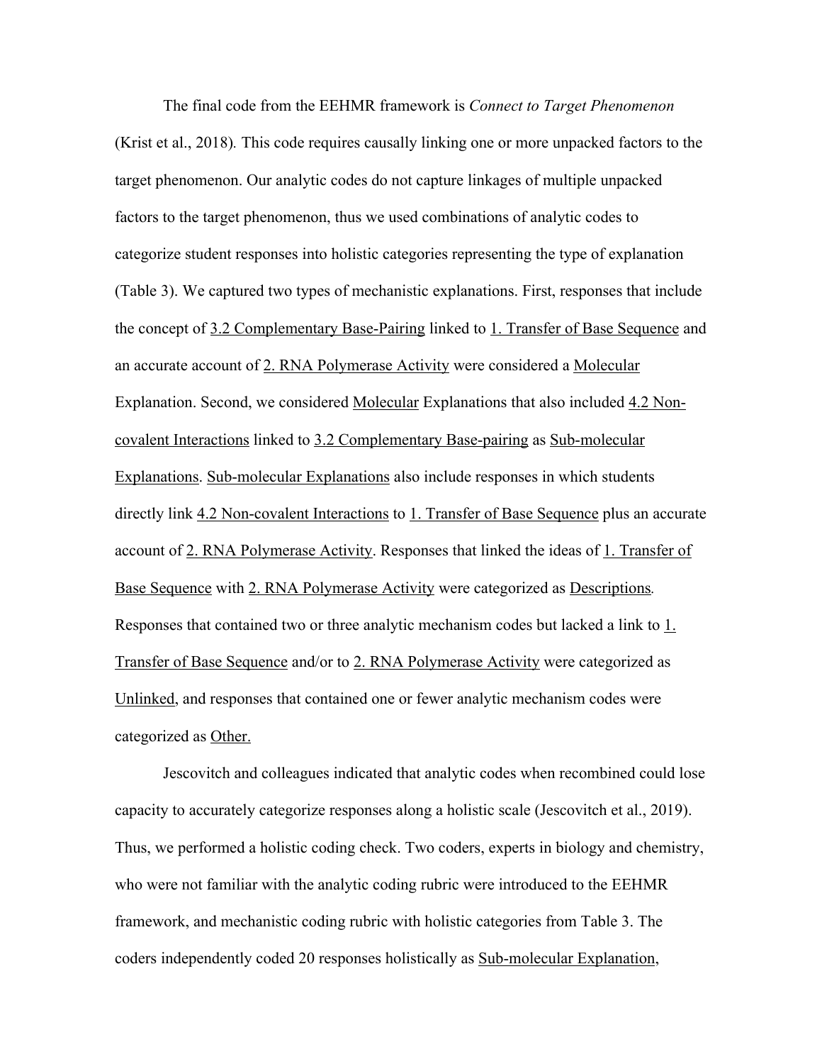The final code from the EEHMR framework is *Connect to Target Phenomenon* (Krist et al., 2018). This code requires causally linking one or more unpacked factors to the target phenomenon. Our analytic codes do not capture linkages of multiple unpacked factors to the target phenomenon, thus we used combinations of analytic codes to categorize student responses into holistic categories representing the type of explanation (Table 3). We captured two types of mechanistic explanations. First, responses that include the concept of <u>3.2 Complementary Base-Pairing</u> linked to <u>1. Transfer of Base Sequence</u> and an accurate account of <u>2. RNA Polymerase Activity</u> were considered a <u>Molecular</u> Explanation. Second, we considered <u>Molecular</u> Explanations that also included <u>4.2 Non-covalent Interactions</u> linked to <u>3.2 Complementary Base-pairing</u> as <u>Sub-molecular Explanations</u>. <u>Sub-molecular Explanations</u> also include responses in which students directly link <u>4.2 Non-covalent Interactions</u> to <u>1. Transfer of Base Sequence</u> plus an accurate account of <u>2. RNA Polymerase Activity</u>. Responses that linked the ideas of <u>1. Transfer of Base Sequence</u> with <u>2. RNA Polymerase Activity</u> were categorized as <u>Descriptions</u>. Responses that contained two or three analytic mechanism codes but lacked a link to <u>1. Transfer of Base Sequence</u> and/or to <u>2. RNA Polymerase Activity</u> were categorized as <u>Unlinked</u>, and responses that contained one or fewer analytic mechanism codes were categorized as <u>Other.</u>

Jescovitch and colleagues indicated that analytic codes when recombined could lose capacity to accurately categorize responses along a holistic scale (Jescovitch et al., 2019). Thus, we performed a holistic coding check. Two coders, experts in biology and chemistry, who were not familiar with the analytic coding rubric were introduced to the EEHMR framework, and mechanistic coding rubric with holistic categories from Table 3. The coders independently coded 20 responses holistically as <u>Sub-molecular Explanation</u>,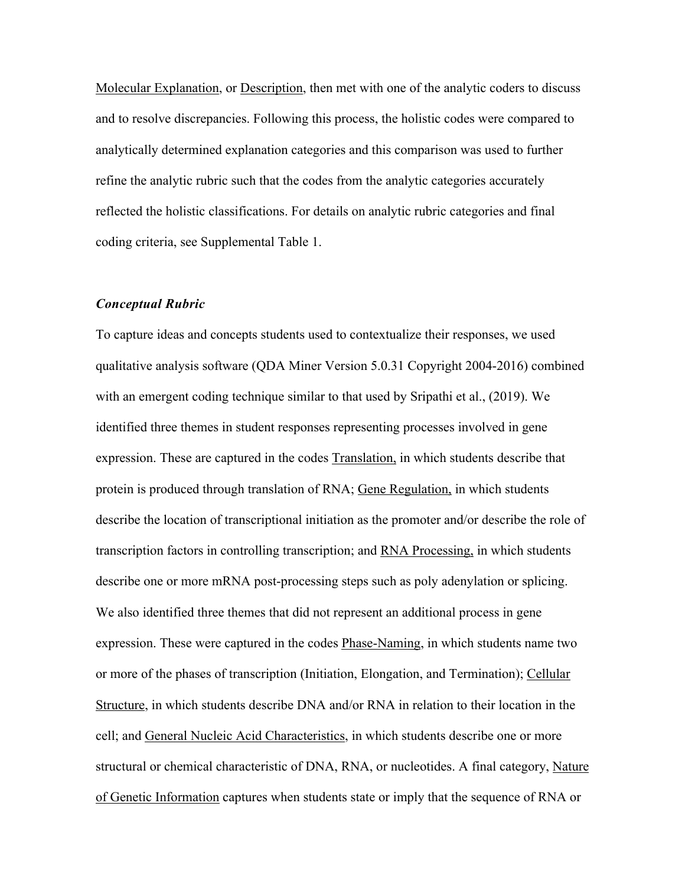Molecular Explanation, or Description, then met with one of the analytic coders to discuss and to resolve discrepancies. Following this process, the holistic codes were compared to analytically determined explanation categories and this comparison was used to further refine the analytic rubric such that the codes from the analytic categories accurately reflected the holistic classifications. For details on analytic rubric categories and final coding criteria, see Supplemental Table 1.

### *Conceptual Rubric*

To capture ideas and concepts students used to contextualize their responses, we used qualitative analysis software (QDA Miner Version 5.0.31 Copyright 2004-2016) combined with an emergent coding technique similar to that used by Sripathi et al., (2019). We identified three themes in student responses representing processes involved in gene expression. These are captured in the codes Translation, in which students describe that protein is produced through translation of RNA; Gene Regulation, in which students describe the location of transcriptional initiation as the promoter and/or describe the role of transcription factors in controlling transcription; and RNA Processing, in which students describe one or more mRNA post-processing steps such as poly adenylation or splicing. We also identified three themes that did not represent an additional process in gene expression. These were captured in the codes Phase-Naming, in which students name two or more of the phases of transcription (Initiation, Elongation, and Termination); Cellular Structure, in which students describe DNA and/or RNA in relation to their location in the cell; and General Nucleic Acid Characteristics, in which students describe one or more structural or chemical characteristic of DNA, RNA, or nucleotides. A final category, Nature of Genetic Information captures when students state or imply that the sequence of RNA or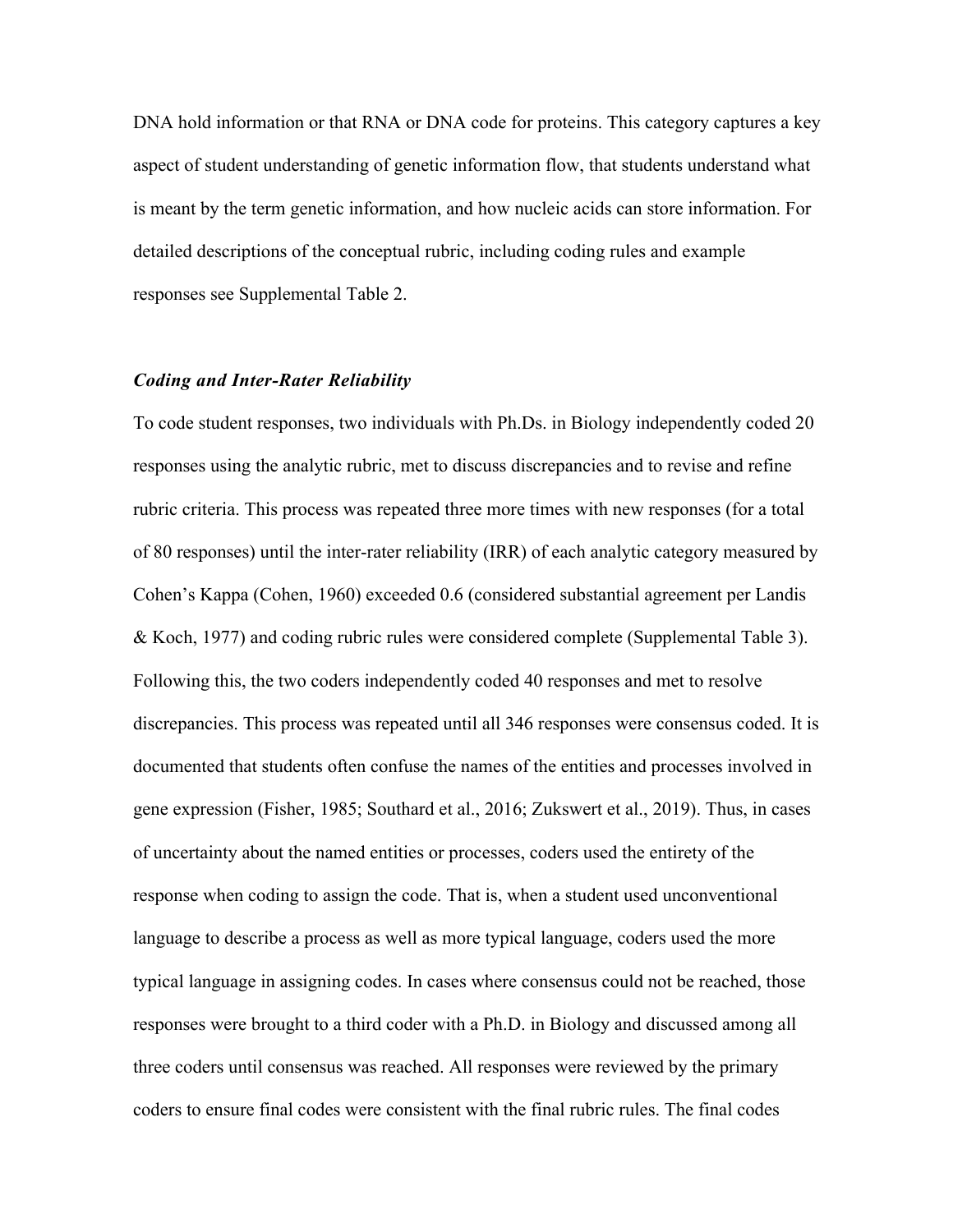DNA hold information or that RNA or DNA code for proteins. This category captures a key aspect of student understanding of genetic information flow, that students understand what is meant by the term genetic information, and how nucleic acids can store information. For detailed descriptions of the conceptual rubric, including coding rules and example responses see Supplemental Table 2.

### *Coding and Inter-Rater Reliability*

To code student responses, two individuals with Ph.Ds. in Biology independently coded 20 responses using the analytic rubric, met to discuss discrepancies and to revise and refine rubric criteria. This process was repeated three more times with new responses (for a total of 80 responses) until the inter-rater reliability (IRR) of each analytic category measured by Cohen's Kappa (Cohen, 1960) exceeded 0.6 (considered substantial agreement per Landis & Koch, 1977) and coding rubric rules were considered complete (Supplemental Table 3). Following this, the two coders independently coded 40 responses and met to resolve discrepancies. This process was repeated until all 346 responses were consensus coded. It is documented that students often confuse the names of the entities and processes involved in gene expression (Fisher, 1985; Southard et al., 2016; Zukswert et al., 2019). Thus, in cases of uncertainty about the named entities or processes, coders used the entirety of the response when coding to assign the code. That is, when a student used unconventional language to describe a process as well as more typical language, coders used the more typical language in assigning codes. In cases where consensus could not be reached, those responses were brought to a third coder with a Ph.D. in Biology and discussed among all three coders until consensus was reached. All responses were reviewed by the primary coders to ensure final codes were consistent with the final rubric rules. The final codes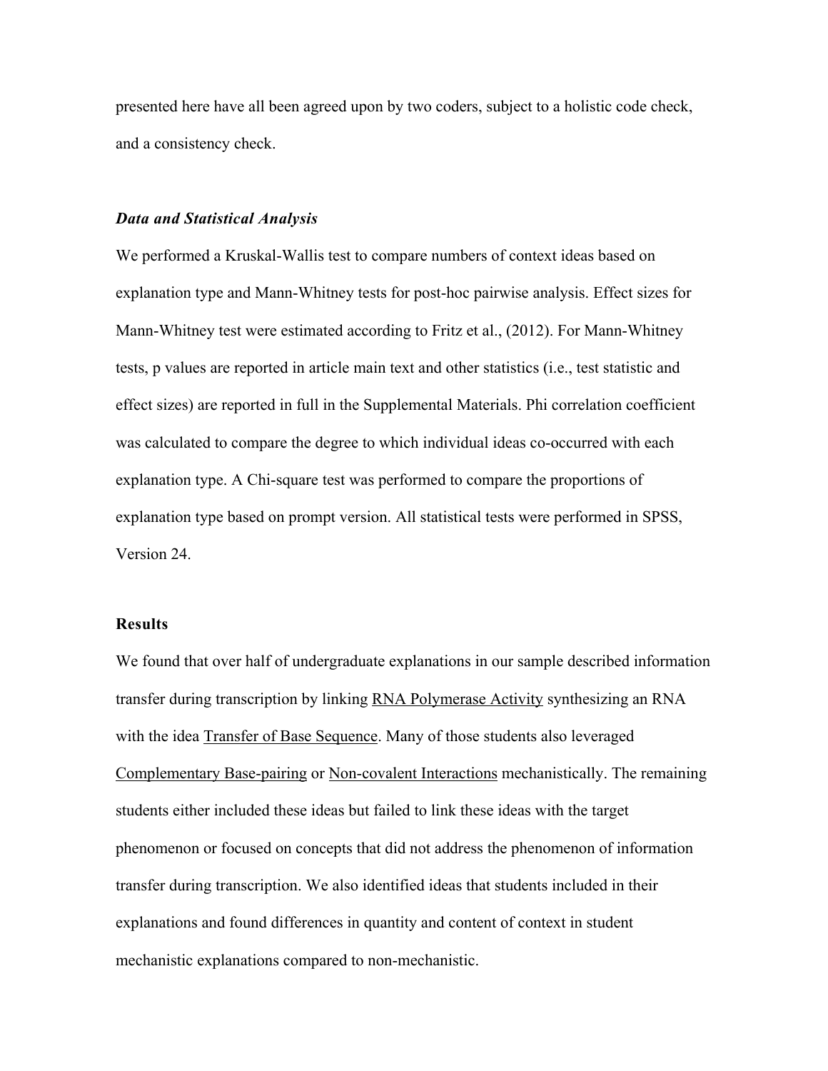presented here have all been agreed upon by two coders, subject to a holistic code check, and a consistency check.

### *Data and Statistical Analysis*

We performed a Kruskal-Wallis test to compare numbers of context ideas based on explanation type and Mann-Whitney tests for post-hoc pairwise analysis. Effect sizes for Mann-Whitney test were estimated according to Fritz et al., (2012). For Mann-Whitney tests, p values are reported in article main text and other statistics (i.e., test statistic and effect sizes) are reported in full in the Supplemental Materials. Phi correlation coefficient was calculated to compare the degree to which individual ideas co-occurred with each explanation type. A Chi-square test was performed to compare the proportions of explanation type based on prompt version. All statistical tests were performed in SPSS, Version 24.

## Results

We found that over half of undergraduate explanations in our sample described information transfer during transcription by linking <u>RNA Polymerase Activity</u> synthesizing an RNA with the idea <u>Transfer of Base Sequence</u>. Many of those students also leveraged <u>Complementary Base-pairing</u> or <u>Non-covalent Interactions</u> mechanistically. The remaining students either included these ideas but failed to link these ideas with the target phenomenon or focused on concepts that did not address the phenomenon of information transfer during transcription. We also identified ideas that students included in their explanations and found differences in quantity and content of context in student mechanistic explanations compared to non-mechanistic.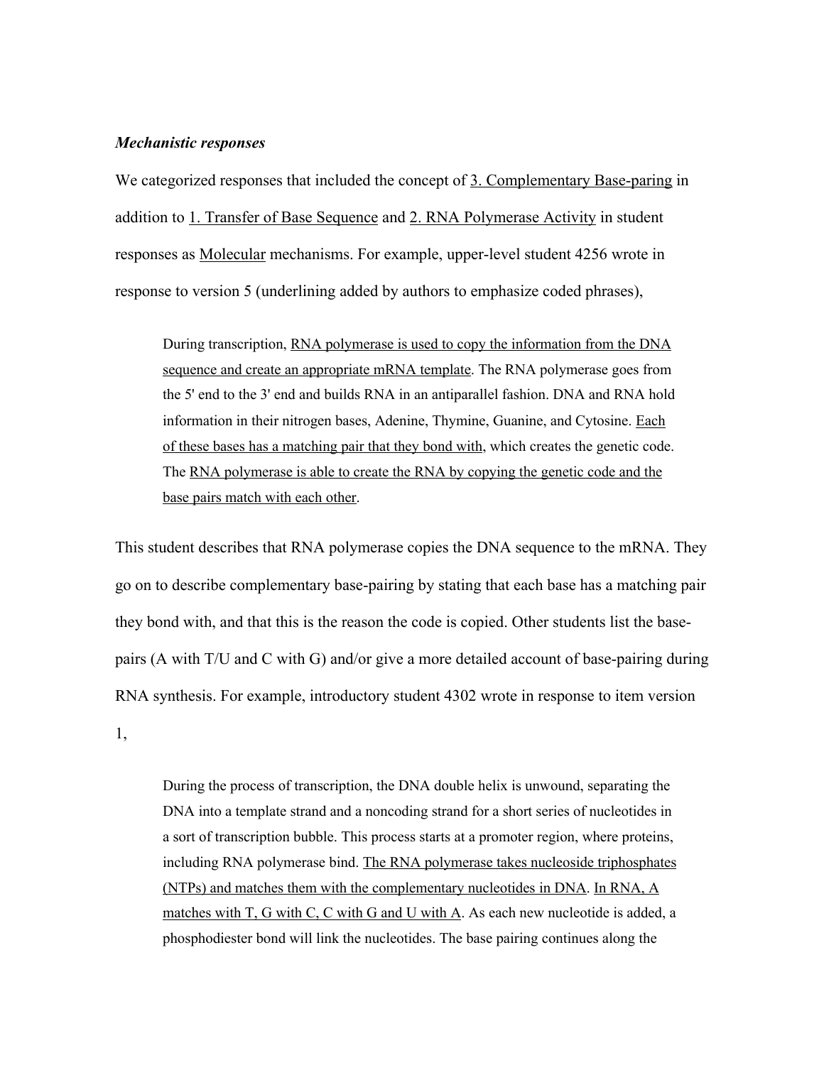*Mechanistic responses*

We categorized responses that included the concept of <u>3. Complementary Base-paring</u> in addition to <u>1. Transfer of Base Sequence</u> and <u>2. RNA Polymerase Activity</u> in student responses as <u>Molecular</u> mechanisms. For example, upper-level student 4256 wrote in response to version 5 (underlining added by authors to emphasize coded phrases),

> During transcription, <u>RNA polymerase is used to copy the information from the DNA sequence and create an appropriate mRNA template</u>. The RNA polymerase goes from the 5' end to the 3' end and builds RNA in an antiparallel fashion. DNA and RNA hold information in their nitrogen bases, Adenine, Thymine, Guanine, and Cytosine. <u>Each of these bases has a matching pair that they bond with</u>, which creates the genetic code. The <u>RNA polymerase is able to create the RNA by copying the genetic code and the base pairs match with each other</u>.

This student describes that RNA polymerase copies the DNA sequence to the mRNA. They go on to describe complementary base-pairing by stating that each base has a matching pair they bond with, and that this is the reason the code is copied. Other students list the base-pairs (A with T/U and C with G) and/or give a more detailed account of base-pairing during RNA synthesis. For example, introductory student 4302 wrote in response to item version 1,

> During the process of transcription, the DNA double helix is unwound, separating the DNA into a template strand and a noncoding strand for a short series of nucleotides in a sort of transcription bubble. This process starts at a promoter region, where proteins, including RNA polymerase bind. <u>The RNA polymerase takes nucleoside triphosphates (NTPs) and matches them with the complementary nucleotides in DNA</u>. <u>In RNA, A matches with T, G with C, C with G and U with A</u>. As each new nucleotide is added, a phosphodiester bond will link the nucleotides. The base pairing continues along the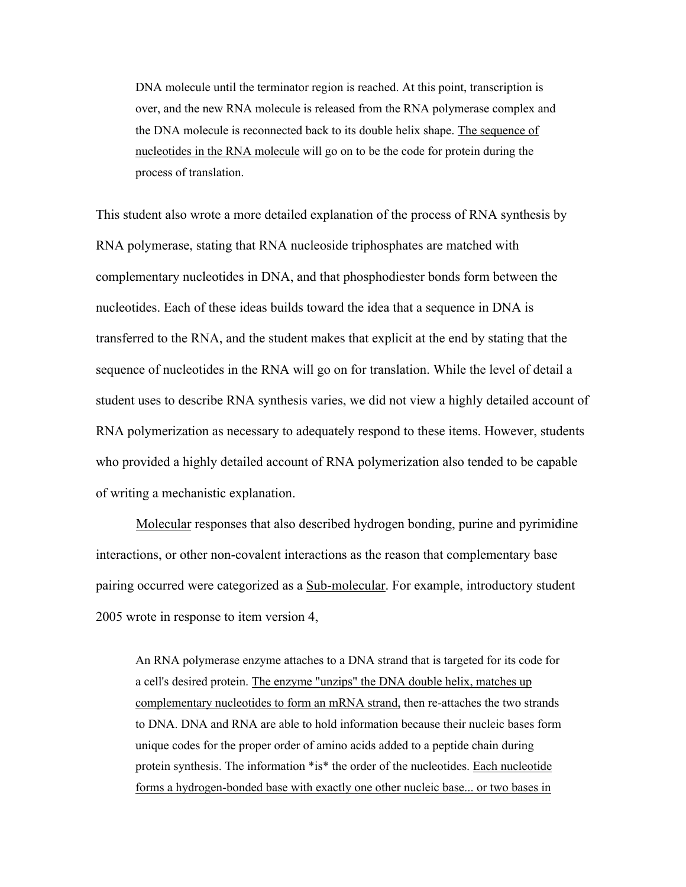> DNA molecule until the terminator region is reached. At this point, transcription is over, and the new RNA molecule is released from the RNA polymerase complex and the DNA molecule is reconnected back to its double helix shape. <u>The sequence of nucleotides in the RNA molecule</u> will go on to be the code for protein during the process of translation.

This student also wrote a more detailed explanation of the process of RNA synthesis by RNA polymerase, stating that RNA nucleoside triphosphates are matched with complementary nucleotides in DNA, and that phosphodiester bonds form between the nucleotides. Each of these ideas builds toward the idea that a sequence in DNA is transferred to the RNA, and the student makes that explicit at the end by stating that the sequence of nucleotides in the RNA will go on for translation. While the level of detail a student uses to describe RNA synthesis varies, we did not view a highly detailed account of RNA polymerization as necessary to adequately respond to these items. However, students who provided a highly detailed account of RNA polymerization also tended to be capable of writing a mechanistic explanation.

<u>Molecular</u> responses that also described hydrogen bonding, purine and pyrimidine interactions, or other non-covalent interactions as the reason that complementary base pairing occurred were categorized as a <u>Sub-molecular</u>. For example, introductory student 2005 wrote in response to item version 4,

> An RNA polymerase enzyme attaches to a DNA strand that is targeted for its code for a cell's desired protein. <u>The enzyme "unzips" the DNA double helix, matches up complementary nucleotides to form an mRNA strand,</u> then re-attaches the two strands to DNA. DNA and RNA are able to hold information because their nucleic bases form unique codes for the proper order of amino acids added to a peptide chain during protein synthesis. The information *is* the order of the nucleotides. <u>Each nucleotide forms a hydrogen-bonded base with exactly one other nucleic base... or two bases in</u>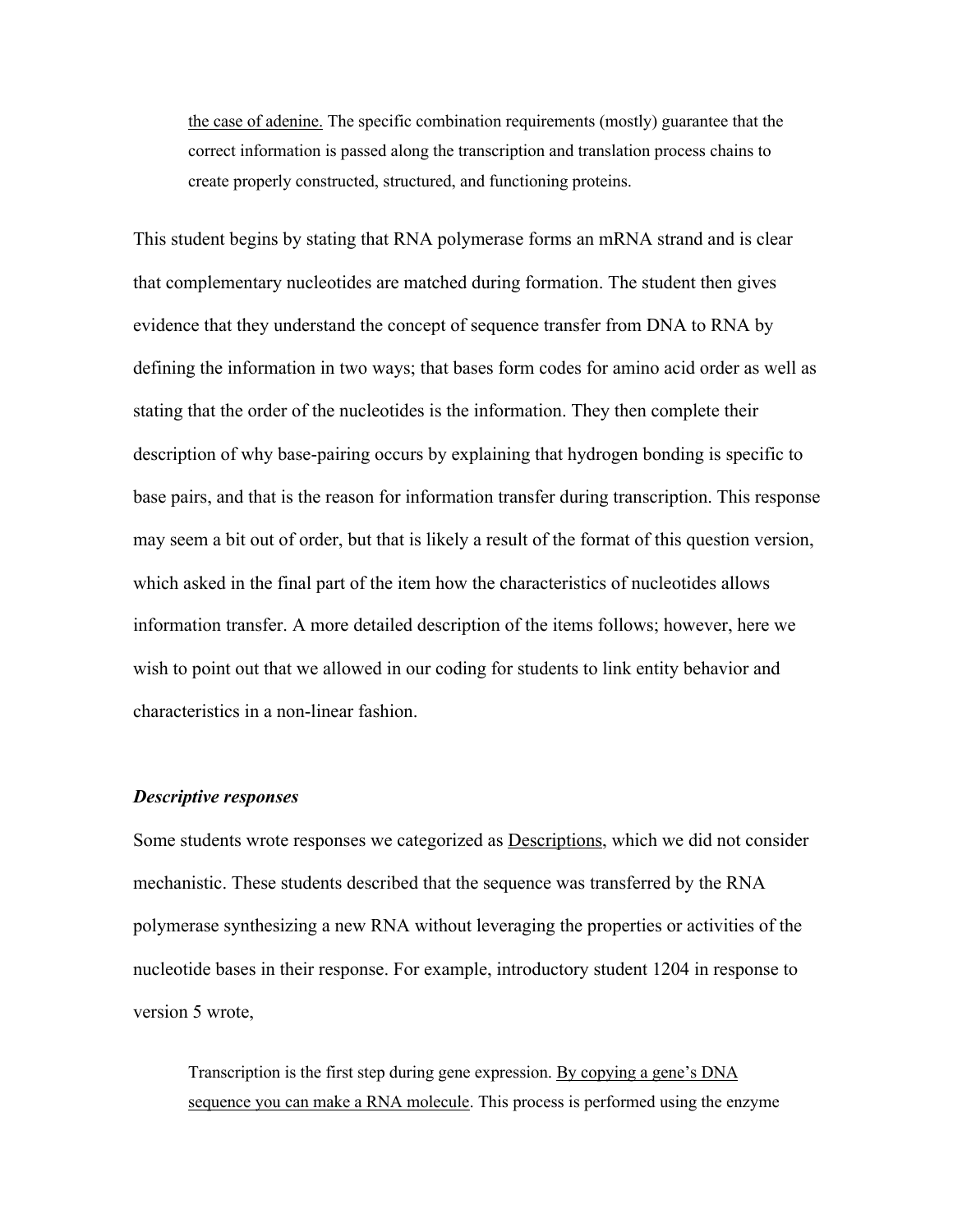> <u>the case of adenine.</u> The specific combination requirements (mostly) guarantee that the correct information is passed along the transcription and translation process chains to create properly constructed, structured, and functioning proteins.

This student begins by stating that RNA polymerase forms an mRNA strand and is clear that complementary nucleotides are matched during formation. The student then gives evidence that they understand the concept of sequence transfer from DNA to RNA by defining the information in two ways; that bases form codes for amino acid order as well as stating that the order of the nucleotides is the information. They then complete their description of why base-pairing occurs by explaining that hydrogen bonding is specific to base pairs, and that is the reason for information transfer during transcription. This response may seem a bit out of order, but that is likely a result of the format of this question version, which asked in the final part of the item how the characteristics of nucleotides allows information transfer. A more detailed description of the items follows; however, here we wish to point out that we allowed in our coding for students to link entity behavior and characteristics in a non-linear fashion.

### ***Descriptive responses***

Some students wrote responses we categorized as <u>Descriptions</u>, which we did not consider mechanistic. These students described that the sequence was transferred by the RNA polymerase synthesizing a new RNA without leveraging the properties or activities of the nucleotide bases in their response. For example, introductory student 1204 in response to version 5 wrote,

> Transcription is the first step during gene expression. <u>By copying a gene's DNA sequence you can make a RNA molecule</u>. This process is performed using the enzyme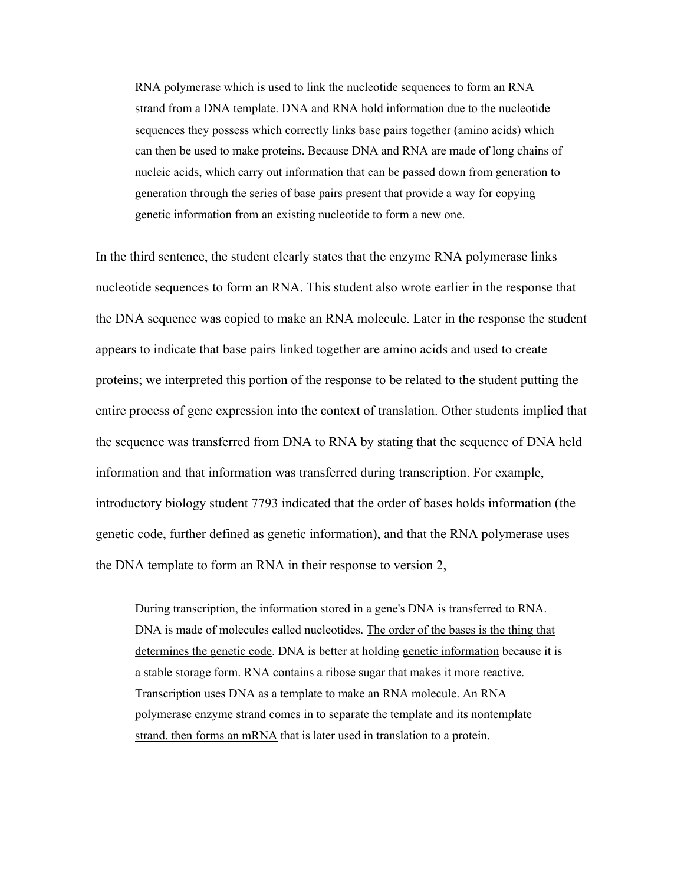> <u>RNA polymerase which is used to link the nucleotide sequences to form an RNA strand from a DNA template</u>. DNA and RNA hold information due to the nucleotide sequences they possess which correctly links base pairs together (amino acids) which can then be used to make proteins. Because DNA and RNA are made of long chains of nucleic acids, which carry out information that can be passed down from generation to generation through the series of base pairs present that provide a way for copying genetic information from an existing nucleotide to form a new one.

In the third sentence, the student clearly states that the enzyme RNA polymerase links nucleotide sequences to form an RNA. This student also wrote earlier in the response that the DNA sequence was copied to make an RNA molecule. Later in the response the student appears to indicate that base pairs linked together are amino acids and used to create proteins; we interpreted this portion of the response to be related to the student putting the entire process of gene expression into the context of translation. Other students implied that the sequence was transferred from DNA to RNA by stating that the sequence of DNA held information and that information was transferred during transcription. For example, introductory biology student 7793 indicated that the order of bases holds information (the genetic code, further defined as genetic information), and that the RNA polymerase uses the DNA template to form an RNA in their response to version 2,

> During transcription, the information stored in a gene's DNA is transferred to RNA. DNA is made of molecules called nucleotides. <u>The order of the bases is the thing that determines the genetic code</u>. DNA is better at holding <u>genetic information</u> because it is a stable storage form. RNA contains a ribose sugar that makes it more reactive. <u>Transcription uses DNA as a template to make an RNA molecule.</u> <u>An RNA polymerase enzyme strand comes in to separate the template and its nontemplate strand. then forms an mRNA</u> that is later used in translation to a protein.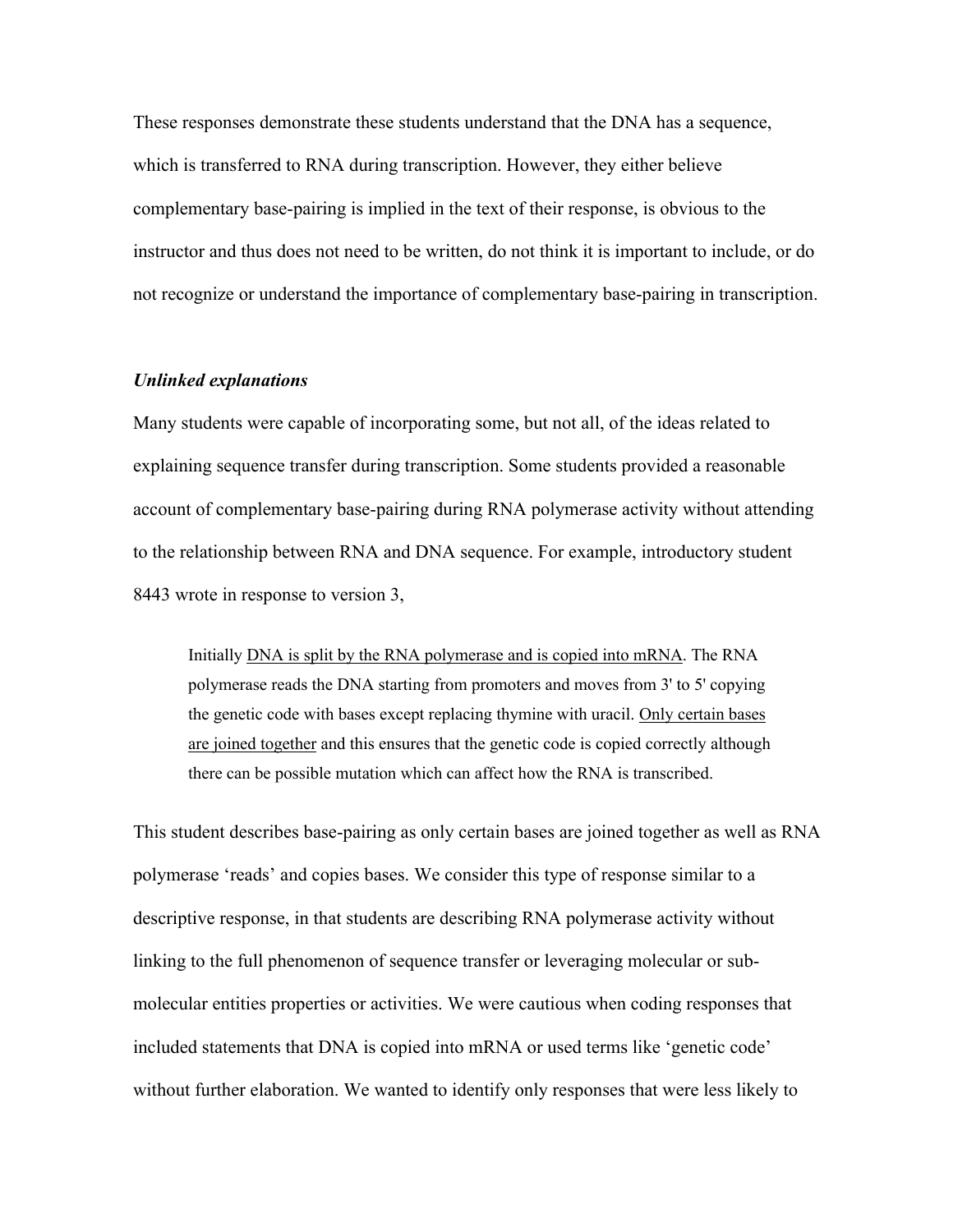These responses demonstrate these students understand that the DNA has a sequence, which is transferred to RNA during transcription. However, they either believe complementary base-pairing is implied in the text of their response, is obvious to the instructor and thus does not need to be written, do not think it is important to include, or do not recognize or understand the importance of complementary base-pairing in transcription.

### *Unlinked explanations*

Many students were capable of incorporating some, but not all, of the ideas related to explaining sequence transfer during transcription. Some students provided a reasonable account of complementary base-pairing during RNA polymerase activity without attending to the relationship between RNA and DNA sequence. For example, introductory student 8443 wrote in response to version 3,

> Initially <u>DNA is split by the RNA polymerase and is copied into mRNA</u>. The RNA polymerase reads the DNA starting from promoters and moves from 3' to 5' copying the genetic code with bases except replacing thymine with uracil. <u>Only certain bases are joined together</u> and this ensures that the genetic code is copied correctly although there can be possible mutation which can affect how the RNA is transcribed.

This student describes base-pairing as only certain bases are joined together as well as RNA polymerase 'reads' and copies bases. We consider this type of response similar to a descriptive response, in that students are describing RNA polymerase activity without linking to the full phenomenon of sequence transfer or leveraging molecular or sub-molecular entities properties or activities. We were cautious when coding responses that included statements that DNA is copied into mRNA or used terms like 'genetic code' without further elaboration. We wanted to identify only responses that were less likely to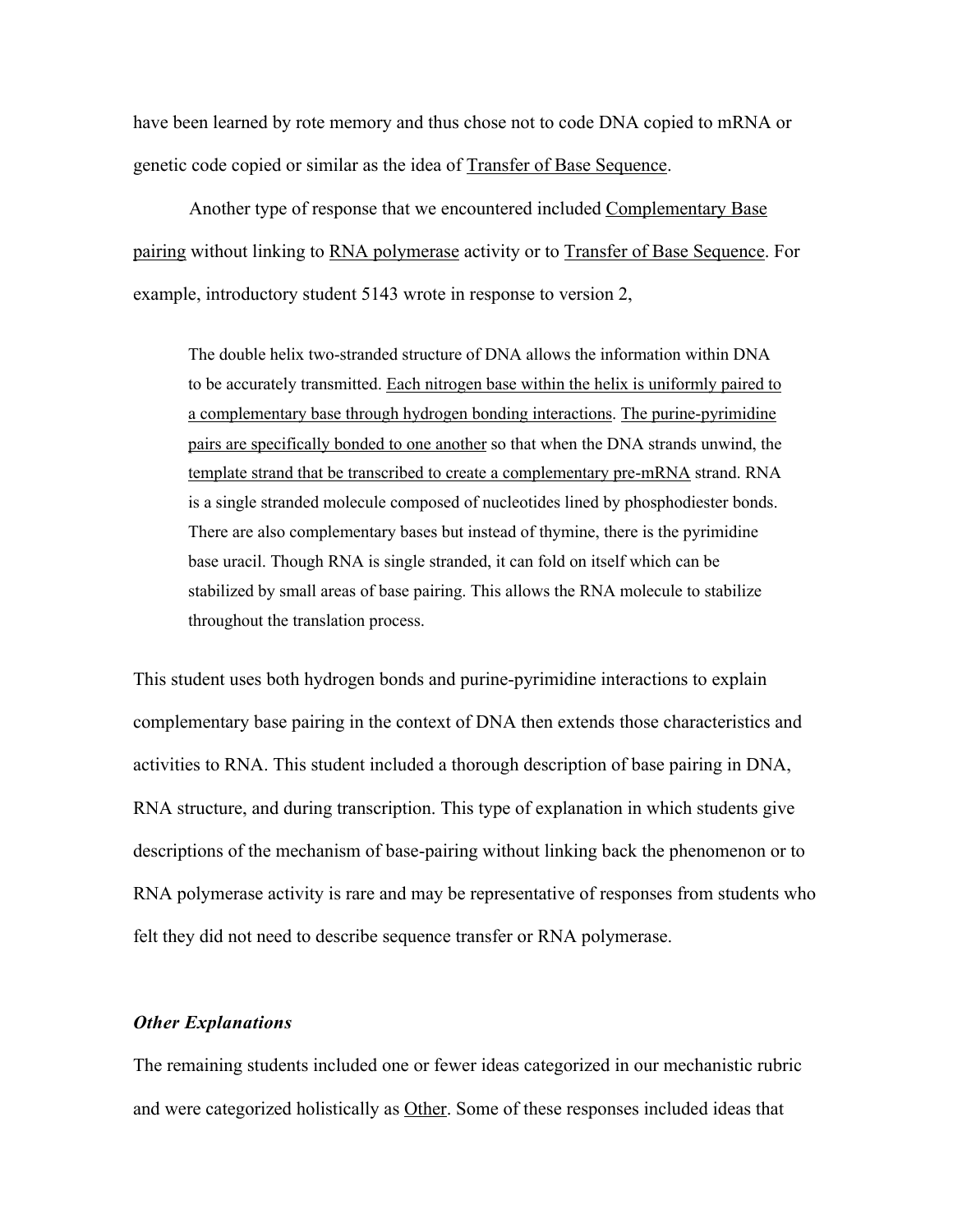have been learned by rote memory and thus chose not to code DNA copied to mRNA or genetic code copied or similar as the idea of <u>Transfer of Base Sequence</u>.

Another type of response that we encountered included <u>Complementary Base pairing</u> without linking to <u>RNA polymerase</u> activity or to <u>Transfer of Base Sequence</u>. For example, introductory student 5143 wrote in response to version 2,

> The double helix two-stranded structure of DNA allows the information within DNA to be accurately transmitted. <u>Each nitrogen base within the helix is uniformly paired to a complementary base through hydrogen bonding interactions</u>. <u>The purine-pyrimidine pairs are specifically bonded to one another</u> so that when the DNA strands unwind, the <u>template strand that be transcribed to create a complementary pre-mRNA</u> strand. RNA is a single stranded molecule composed of nucleotides lined by phosphodiester bonds. There are also complementary bases but instead of thymine, there is the pyrimidine base uracil. Though RNA is single stranded, it can fold on itself which can be stabilized by small areas of base pairing. This allows the RNA molecule to stabilize throughout the translation process.

This student uses both hydrogen bonds and purine-pyrimidine interactions to explain complementary base pairing in the context of DNA then extends those characteristics and activities to RNA. This student included a thorough description of base pairing in DNA, RNA structure, and during transcription. This type of explanation in which students give descriptions of the mechanism of base-pairing without linking back the phenomenon or to RNA polymerase activity is rare and may be representative of responses from students who felt they did not need to describe sequence transfer or RNA polymerase.

### *Other Explanations*

The remaining students included one or fewer ideas categorized in our mechanistic rubric and were categorized holistically as <u>Other</u>. Some of these responses included ideas that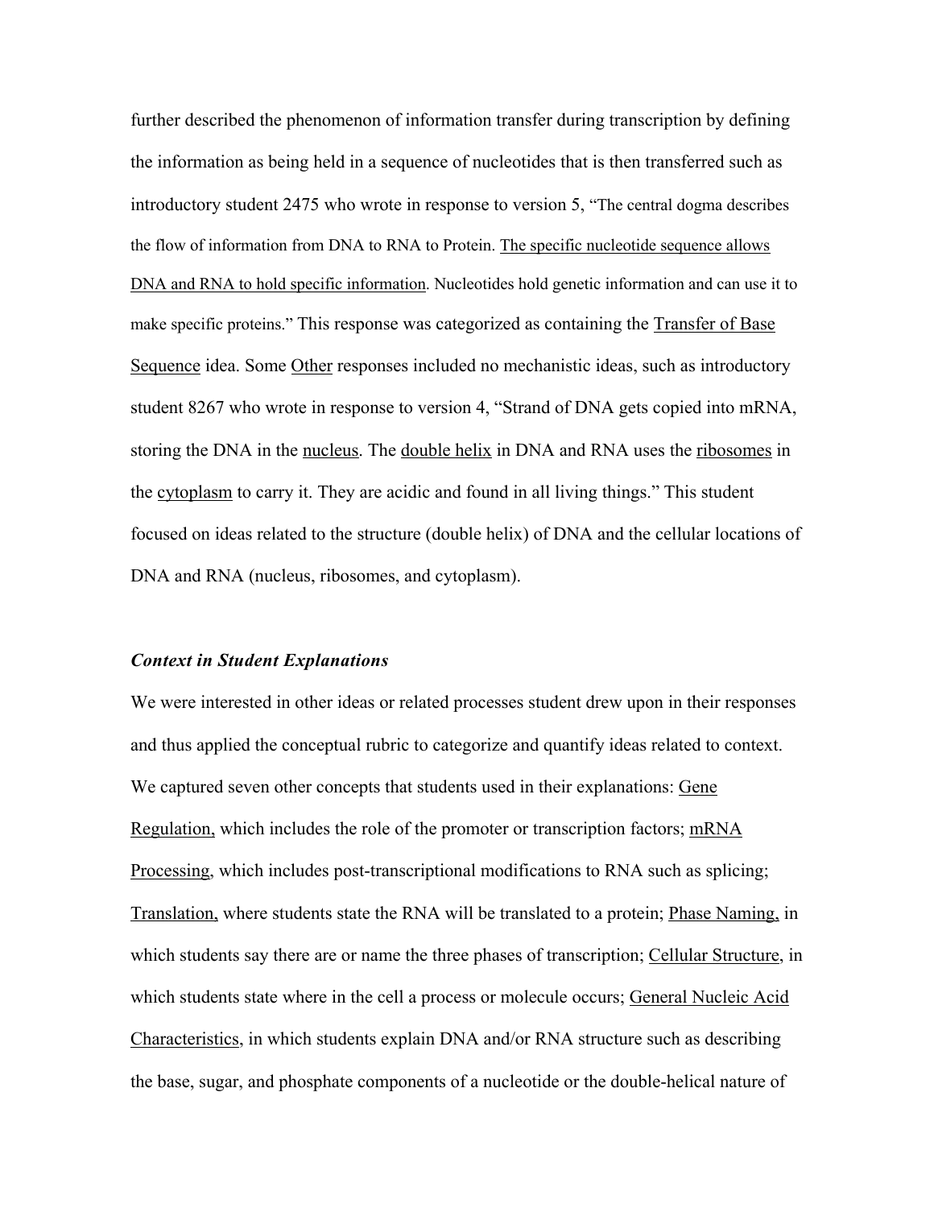further described the phenomenon of information transfer during transcription by defining the information as being held in a sequence of nucleotides that is then transferred such as introductory student 2475 who wrote in response to version 5, "The central dogma describes the flow of information from DNA to RNA to Protein. <u>The specific nucleotide sequence allows DNA and RNA to hold specific information</u>. Nucleotides hold genetic information and can use it to make specific proteins." This response was categorized as containing the <u>Transfer of Base Sequence</u> idea. Some <u>Other</u> responses included no mechanistic ideas, such as introductory student 8267 who wrote in response to version 4, "Strand of DNA gets copied into mRNA, storing the DNA in the <u>nucleus</u>. The <u>double helix</u> in DNA and RNA uses the <u>ribosomes</u> in the <u>cytoplasm</u> to carry it. They are acidic and found in all living things." This student focused on ideas related to the structure (double helix) of DNA and the cellular locations of DNA and RNA (nucleus, ribosomes, and cytoplasm).

### *Context in Student Explanations*

We were interested in other ideas or related processes student drew upon in their responses and thus applied the conceptual rubric to categorize and quantify ideas related to context. We captured seven other concepts that students used in their explanations: <u>Gene Regulation,</u> which includes the role of the promoter or transcription factors; <u>mRNA Processing</u>, which includes post-transcriptional modifications to RNA such as splicing; <u>Translation,</u> where students state the RNA will be translated to a protein; <u>Phase Naming,</u> in which students say there are or name the three phases of transcription; <u>Cellular Structure</u>, in which students state where in the cell a process or molecule occurs; <u>General Nucleic Acid Characteristics</u>, in which students explain DNA and/or RNA structure such as describing the base, sugar, and phosphate components of a nucleotide or the double-helical nature of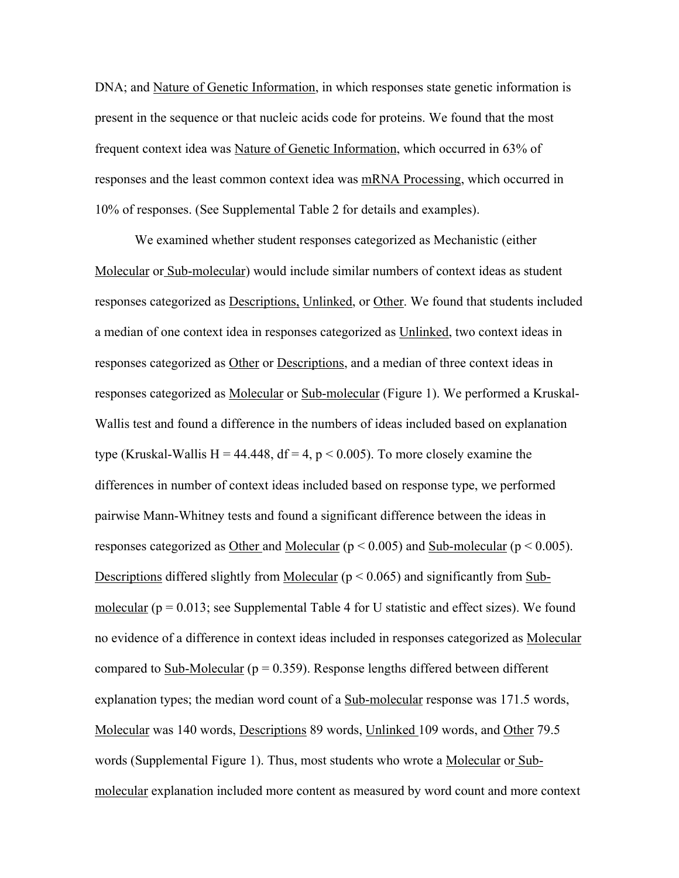DNA; and Nature of Genetic Information, in which responses state genetic information is present in the sequence or that nucleic acids code for proteins. We found that the most frequent context idea was Nature of Genetic Information, which occurred in 63% of responses and the least common context idea was mRNA Processing, which occurred in 10% of responses. (See Supplemental Table 2 for details and examples).

We examined whether student responses categorized as Mechanistic (either Molecular or Sub-molecular) would include similar numbers of context ideas as student responses categorized as Descriptions, Unlinked, or Other. We found that students included a median of one context idea in responses categorized as Unlinked, two context ideas in responses categorized as Other or Descriptions, and a median of three context ideas in responses categorized as Molecular or Sub-molecular (Figure 1). We performed a Kruskal-Wallis test and found a difference in the numbers of ideas included based on explanation type (Kruskal-Wallis $H = 44.448$, $df = 4$, $p < 0.005$). To more closely examine the differences in number of context ideas included based on response type, we performed pairwise Mann-Whitney tests and found a significant difference between the ideas in responses categorized as Other and Molecular ($p < 0.005$) and Sub-molecular ($p < 0.005$). Descriptions differed slightly from Molecular ($p < 0.065$) and significantly from Sub-molecular ($p = 0.013$; see Supplemental Table 4 for U statistic and effect sizes). We found no evidence of a difference in context ideas included in responses categorized as Molecular compared to Sub-Molecular ($p = 0.359$). Response lengths differed between different explanation types; the median word count of a Sub-molecular response was 171.5 words, Molecular was 140 words, Descriptions 89 words, Unlinked 109 words, and Other 79.5 words (Supplemental Figure 1). Thus, most students who wrote a Molecular or Sub-molecular explanation included more content as measured by word count and more context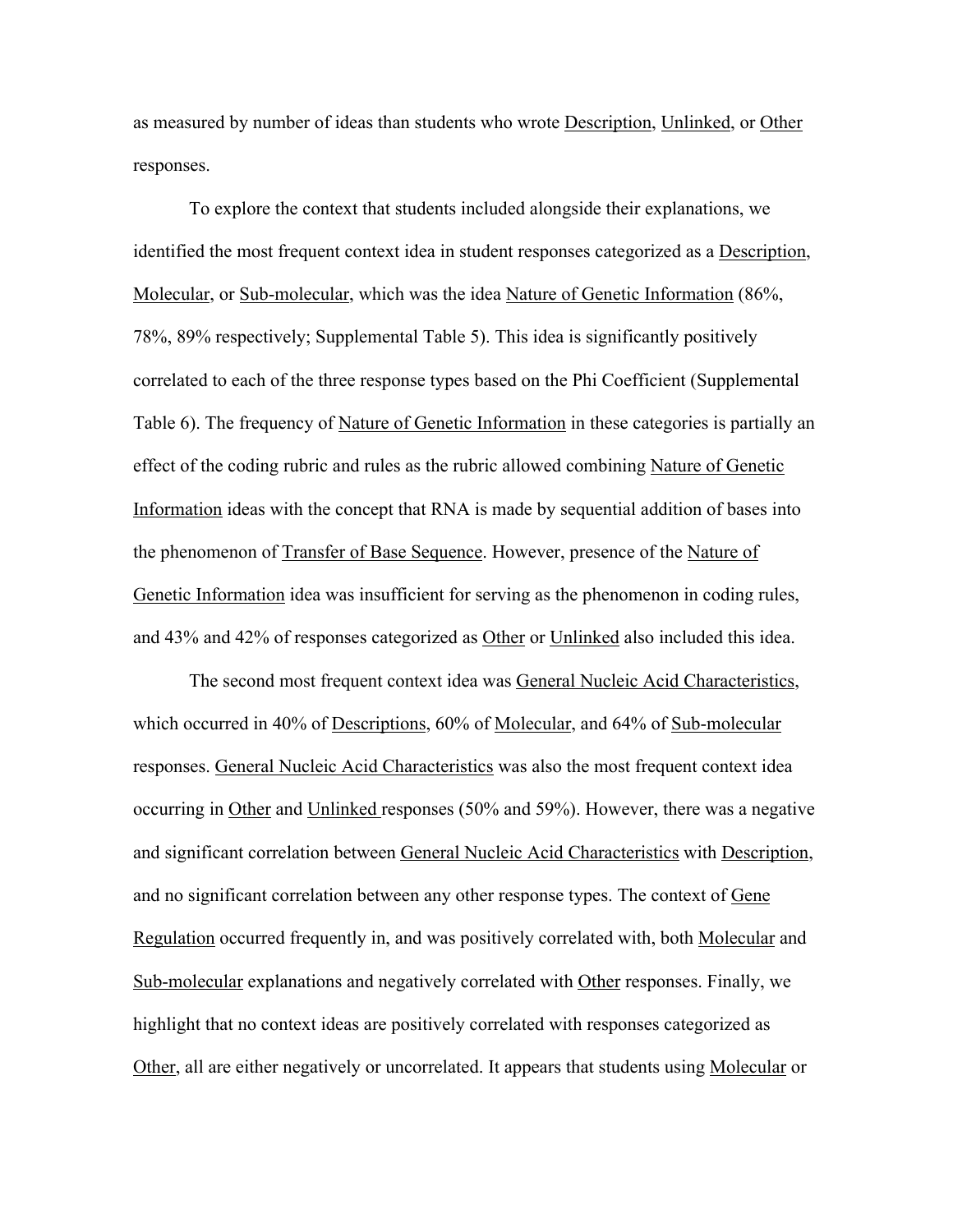as measured by number of ideas than students who wrote <u>Description</u>, <u>Unlinked</u>, or <u>Other</u> responses.

To explore the context that students included alongside their explanations, we identified the most frequent context idea in student responses categorized as a <u>Description</u>, <u>Molecular</u>, or <u>Sub-molecular</u>, which was the idea <u>Nature of Genetic Information</u> (86%, 78%, 89% respectively; Supplemental Table 5). This idea is significantly positively correlated to each of the three response types based on the Phi Coefficient (Supplemental Table 6). The frequency of <u>Nature of Genetic Information</u> in these categories is partially an effect of the coding rubric and rules as the rubric allowed combining <u>Nature of Genetic Information</u> ideas with the concept that RNA is made by sequential addition of bases into the phenomenon of <u>Transfer of Base Sequence</u>. However, presence of the <u>Nature of Genetic Information</u> idea was insufficient for serving as the phenomenon in coding rules, and 43% and 42% of responses categorized as <u>Other</u> or <u>Unlinked</u> also included this idea.

The second most frequent context idea was <u>General Nucleic Acid Characteristics</u>, which occurred in 40% of <u>Descriptions</u>, 60% of <u>Molecular</u>, and 64% of <u>Sub-molecular</u> responses. <u>General Nucleic Acid Characteristics</u> was also the most frequent context idea occurring in <u>Other</u> and <u>Unlinked</u> responses (50% and 59%). However, there was a negative and significant correlation between <u>General Nucleic Acid Characteristics</u> with <u>Description</u>, and no significant correlation between any other response types. The context of <u>Gene Regulation</u> occurred frequently in, and was positively correlated with, both <u>Molecular</u> and <u>Sub-molecular</u> explanations and negatively correlated with <u>Other</u> responses. Finally, we highlight that no context ideas are positively correlated with responses categorized as <u>Other</u>, all are either negatively or uncorrelated. It appears that students using <u>Molecular</u> or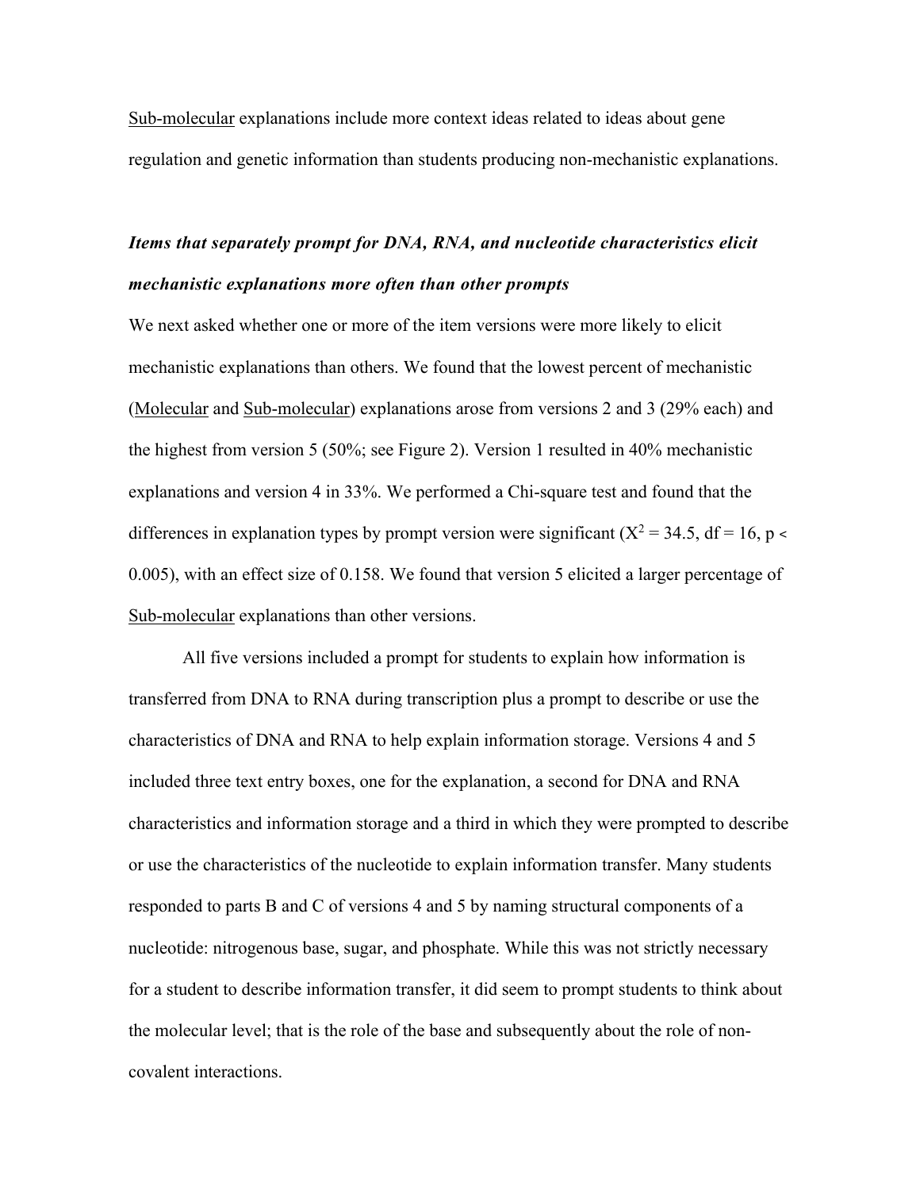Sub-molecular explanations include more context ideas related to ideas about gene regulation and genetic information than students producing non-mechanistic explanations.

### *Items that separately prompt for DNA, RNA, and nucleotide characteristics elicit mechanistic explanations more often than other prompts*

We next asked whether one or more of the item versions were more likely to elicit mechanistic explanations than others. We found that the lowest percent of mechanistic (Molecular and Sub-molecular) explanations arose from versions 2 and 3 (29% each) and the highest from version 5 (50%; see Figure 2). Version 1 resulted in 40% mechanistic explanations and version 4 in 33%. We performed a Chi-square test and found that the differences in explanation types by prompt version were significant ($X^2 = 34.5$, df = 16, $p < 0.005$), with an effect size of 0.158. We found that version 5 elicited a larger percentage of Sub-molecular explanations than other versions.

All five versions included a prompt for students to explain how information is transferred from DNA to RNA during transcription plus a prompt to describe or use the characteristics of DNA and RNA to help explain information storage. Versions 4 and 5 included three text entry boxes, one for the explanation, a second for DNA and RNA characteristics and information storage and a third in which they were prompted to describe or use the characteristics of the nucleotide to explain information transfer. Many students responded to parts B and C of versions 4 and 5 by naming structural components of a nucleotide: nitrogenous base, sugar, and phosphate. While this was not strictly necessary for a student to describe information transfer, it did seem to prompt students to think about the molecular level; that is the role of the base and subsequently about the role of non-covalent interactions.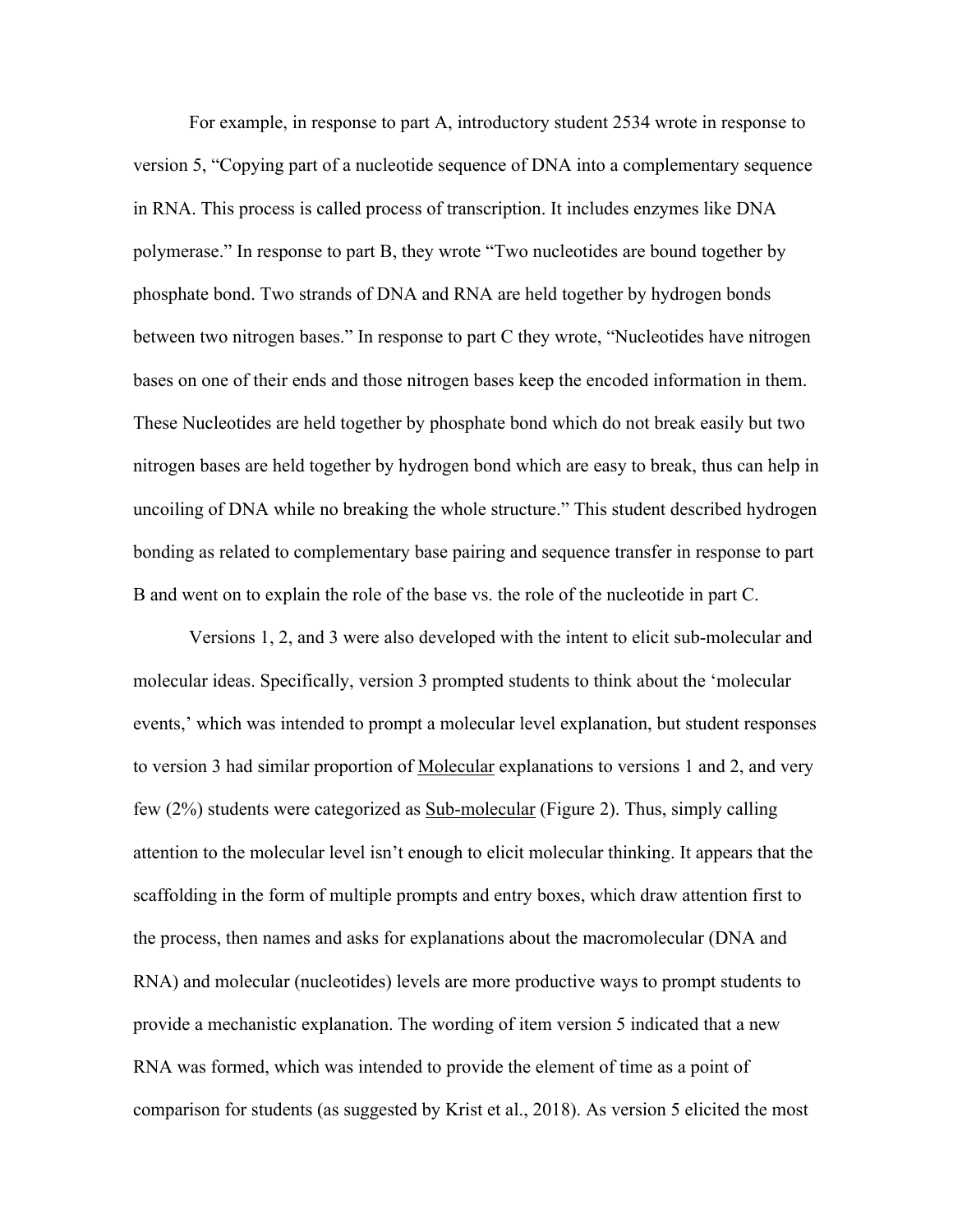For example, in response to part A, introductory student 2534 wrote in response to version 5, "Copying part of a nucleotide sequence of DNA into a complementary sequence in RNA. This process is called process of transcription. It includes enzymes like DNA polymerase." In response to part B, they wrote "Two nucleotides are bound together by phosphate bond. Two strands of DNA and RNA are held together by hydrogen bonds between two nitrogen bases." In response to part C they wrote, "Nucleotides have nitrogen bases on one of their ends and those nitrogen bases keep the encoded information in them. These Nucleotides are held together by phosphate bond which do not break easily but two nitrogen bases are held together by hydrogen bond which are easy to break, thus can help in uncoiling of DNA while no breaking the whole structure." This student described hydrogen bonding as related to complementary base pairing and sequence transfer in response to part B and went on to explain the role of the base vs. the role of the nucleotide in part C.

Versions 1, 2, and 3 were also developed with the intent to elicit sub-molecular and molecular ideas. Specifically, version 3 prompted students to think about the 'molecular events,' which was intended to prompt a molecular level explanation, but student responses to version 3 had similar proportion of <u>Molecular</u> explanations to versions 1 and 2, and very few (2%) students were categorized as <u>Sub-molecular</u> (Figure 2). Thus, simply calling attention to the molecular level isn't enough to elicit molecular thinking. It appears that the scaffolding in the form of multiple prompts and entry boxes, which draw attention first to the process, then names and asks for explanations about the macromolecular (DNA and RNA) and molecular (nucleotides) levels are more productive ways to prompt students to provide a mechanistic explanation. The wording of item version 5 indicated that a new RNA was formed, which was intended to provide the element of time as a point of comparison for students (as suggested by Krist et al., 2018). As version 5 elicited the most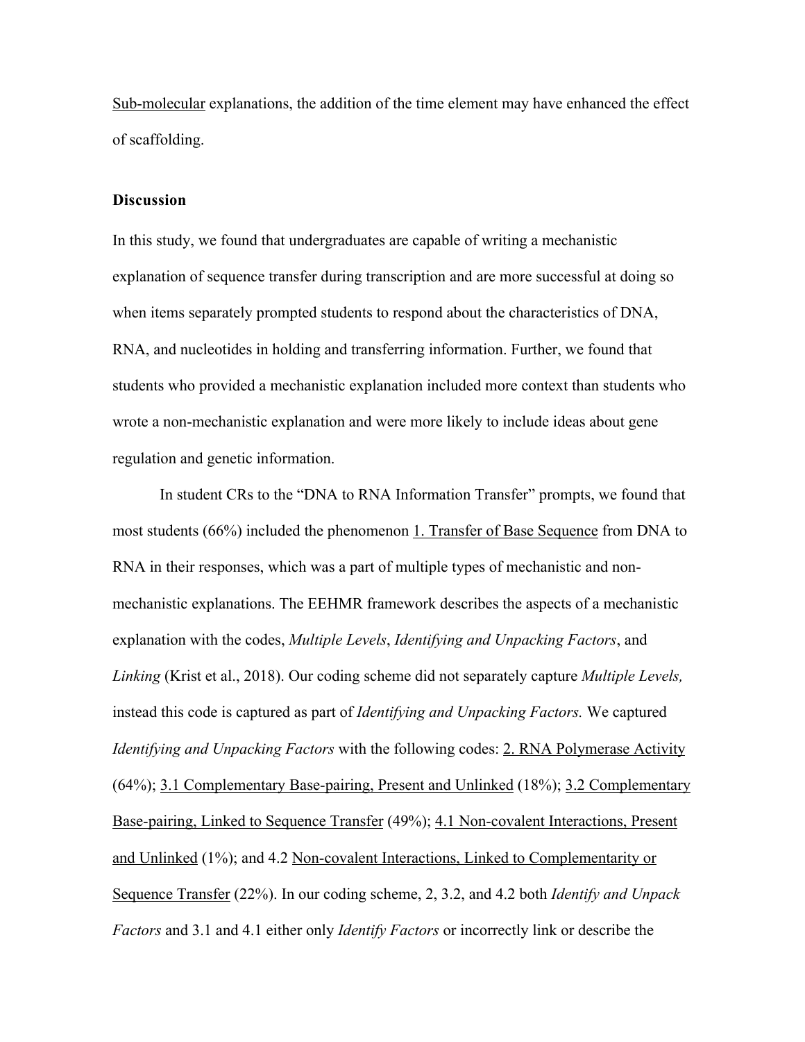Sub-molecular explanations, the addition of the time element may have enhanced the effect of scaffolding.

**Discussion**

In this study, we found that undergraduates are capable of writing a mechanistic explanation of sequence transfer during transcription and are more successful at doing so when items separately prompted students to respond about the characteristics of DNA, RNA, and nucleotides in holding and transferring information. Further, we found that students who provided a mechanistic explanation included more context than students who wrote a non-mechanistic explanation and were more likely to include ideas about gene regulation and genetic information.

In student CRs to the "DNA to RNA Information Transfer" prompts, we found that most students (66%) included the phenomenon 1. Transfer of Base Sequence from DNA to RNA in their responses, which was a part of multiple types of mechanistic and non-mechanistic explanations. The EEHMR framework describes the aspects of a mechanistic explanation with the codes, *Multiple Levels*, *Identifying and Unpacking Factors*, and *Linking* (Krist et al., 2018). Our coding scheme did not separately capture *Multiple Levels,* instead this code is captured as part of *Identifying and Unpacking Factors.* We captured *Identifying and Unpacking Factors* with the following codes: 2. RNA Polymerase Activity (64%); 3.1 Complementary Base-pairing, Present and Unlinked (18%); 3.2 Complementary Base-pairing, Linked to Sequence Transfer (49%); 4.1 Non-covalent Interactions, Present and Unlinked (1%); and 4.2 Non-covalent Interactions, Linked to Complementarity or Sequence Transfer (22%). In our coding scheme, 2, 3.2, and 4.2 both *Identify and Unpack Factors* and 3.1 and 4.1 either only *Identify Factors* or incorrectly link or describe the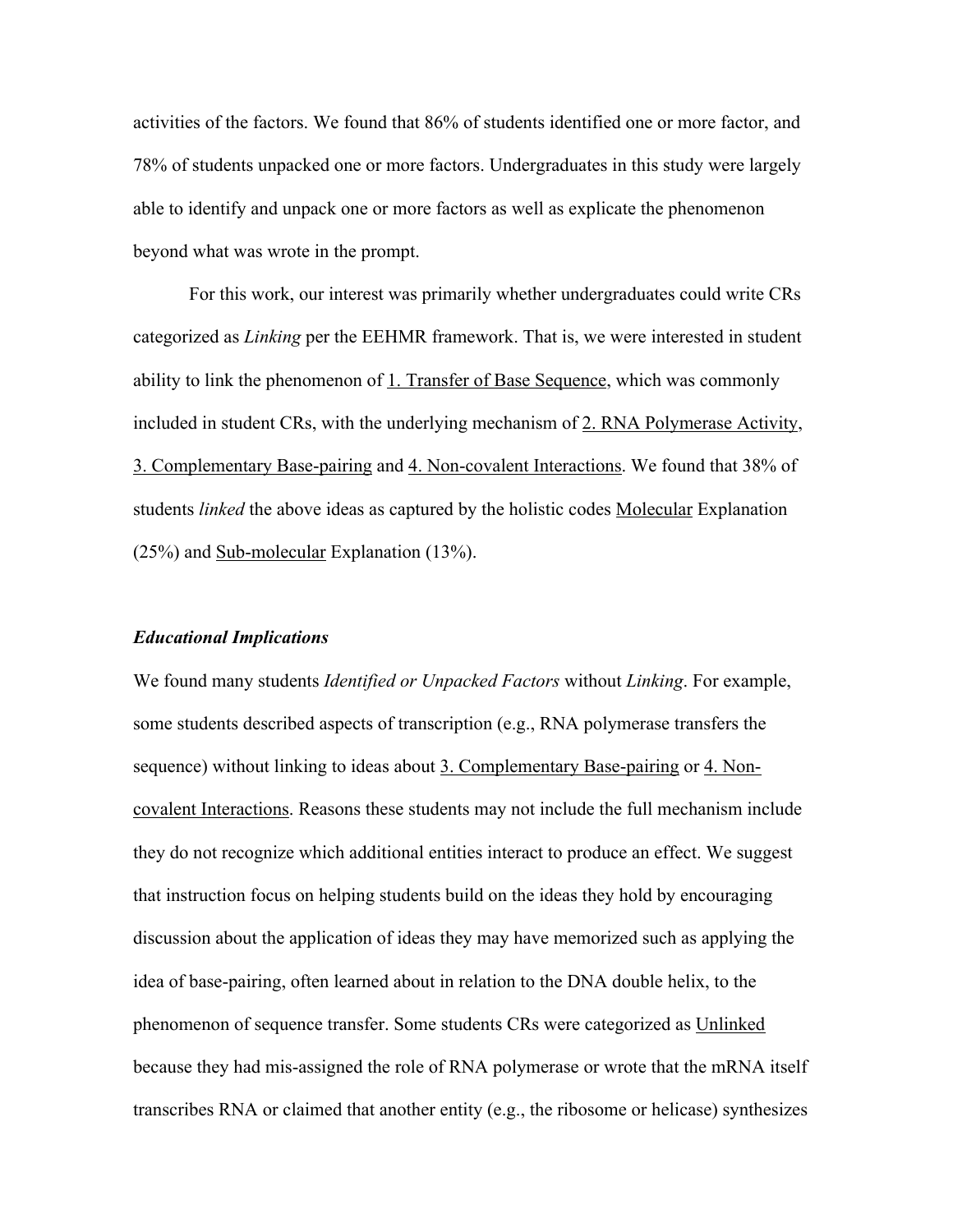activities of the factors. We found that 86% of students identified one or more factor, and 78% of students unpacked one or more factors. Undergraduates in this study were largely able to identify and unpack one or more factors as well as explicate the phenomenon beyond what was wrote in the prompt.

For this work, our interest was primarily whether undergraduates could write CRs categorized as *Linking* per the EEHMR framework. That is, we were interested in student ability to link the phenomenon of <u>1. Transfer of Base Sequence</u>, which was commonly included in student CRs, with the underlying mechanism of <u>2. RNA Polymerase Activity</u>, <u>3. Complementary Base-pairing</u> and <u>4. Non-covalent Interactions</u>. We found that 38% of students *linked* the above ideas as captured by the holistic codes <u>Molecular</u> Explanation (25%) and <u>Sub-molecular</u> Explanation (13%).

### *Educational Implications*

We found many students *Identified or Unpacked Factors* without *Linking*. For example, some students described aspects of transcription (e.g., RNA polymerase transfers the sequence) without linking to ideas about <u>3. Complementary Base-pairing</u> or <u>4. Non-covalent Interactions</u>. Reasons these students may not include the full mechanism include they do not recognize which additional entities interact to produce an effect. We suggest that instruction focus on helping students build on the ideas they hold by encouraging discussion about the application of ideas they may have memorized such as applying the idea of base-pairing, often learned about in relation to the DNA double helix, to the phenomenon of sequence transfer. Some students CRs were categorized as <u>Unlinked</u> because they had mis-assigned the role of RNA polymerase or wrote that the mRNA itself transcribes RNA or claimed that another entity (e.g., the ribosome or helicase) synthesizes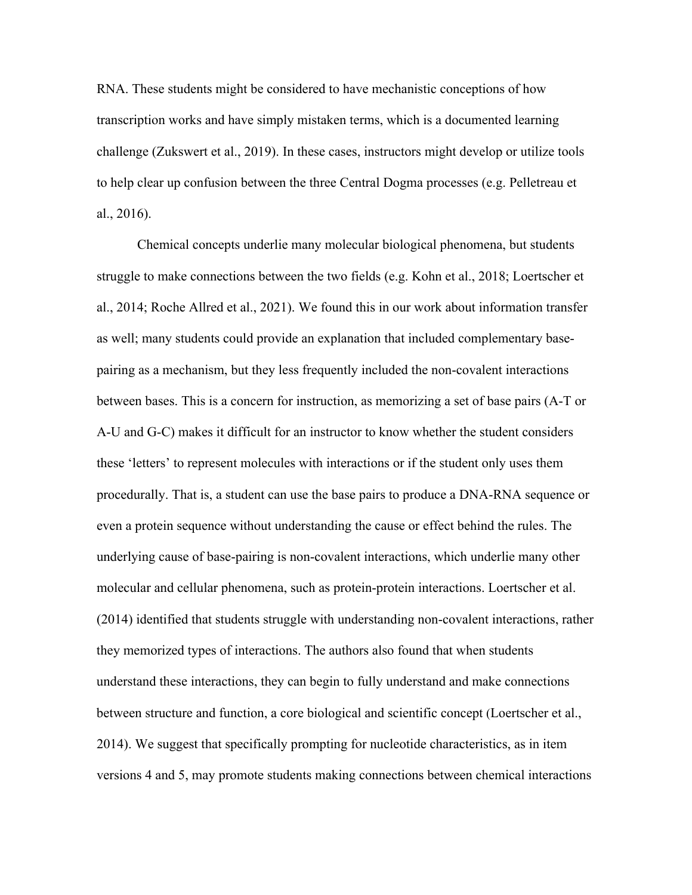RNA. These students might be considered to have mechanistic conceptions of how transcription works and have simply mistaken terms, which is a documented learning challenge (Zukswert et al., 2019). In these cases, instructors might develop or utilize tools to help clear up confusion between the three Central Dogma processes (e.g. Pelletreau et al., 2016).

Chemical concepts underlie many molecular biological phenomena, but students struggle to make connections between the two fields (e.g. Kohn et al., 2018; Loertscher et al., 2014; Roche Allred et al., 2021). We found this in our work about information transfer as well; many students could provide an explanation that included complementary base-pairing as a mechanism, but they less frequently included the non-covalent interactions between bases. This is a concern for instruction, as memorizing a set of base pairs (A-T or A-U and G-C) makes it difficult for an instructor to know whether the student considers these 'letters' to represent molecules with interactions or if the student only uses them procedurally. That is, a student can use the base pairs to produce a DNA-RNA sequence or even a protein sequence without understanding the cause or effect behind the rules. The underlying cause of base-pairing is non-covalent interactions, which underlie many other molecular and cellular phenomena, such as protein-protein interactions. Loertscher et al. (2014) identified that students struggle with understanding non-covalent interactions, rather they memorized types of interactions. The authors also found that when students understand these interactions, they can begin to fully understand and make connections between structure and function, a core biological and scientific concept (Loertscher et al., 2014). We suggest that specifically prompting for nucleotide characteristics, as in item versions 4 and 5, may promote students making connections between chemical interactions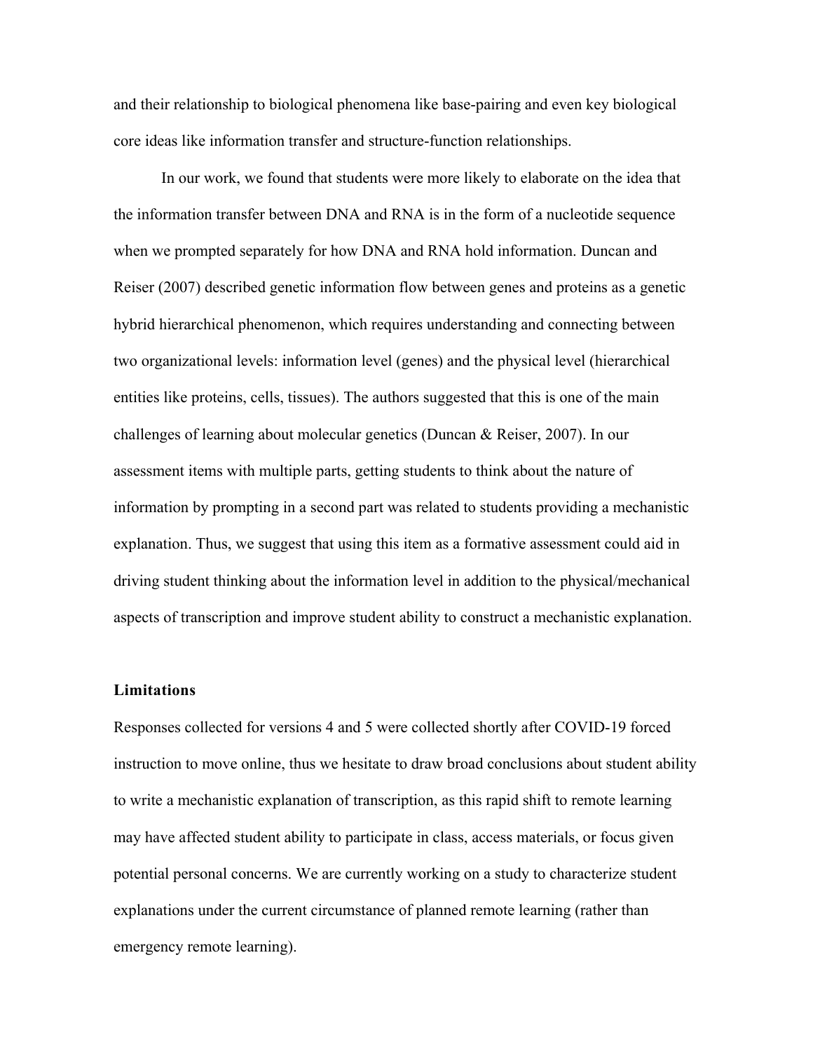and their relationship to biological phenomena like base-pairing and even key biological core ideas like information transfer and structure-function relationships.

In our work, we found that students were more likely to elaborate on the idea that the information transfer between DNA and RNA is in the form of a nucleotide sequence when we prompted separately for how DNA and RNA hold information. Duncan and Reiser (2007) described genetic information flow between genes and proteins as a genetic hybrid hierarchical phenomenon, which requires understanding and connecting between two organizational levels: information level (genes) and the physical level (hierarchical entities like proteins, cells, tissues). The authors suggested that this is one of the main challenges of learning about molecular genetics (Duncan & Reiser, 2007). In our assessment items with multiple parts, getting students to think about the nature of information by prompting in a second part was related to students providing a mechanistic explanation. Thus, we suggest that using this item as a formative assessment could aid in driving student thinking about the information level in addition to the physical/mechanical aspects of transcription and improve student ability to construct a mechanistic explanation.

## Limitations

Responses collected for versions 4 and 5 were collected shortly after COVID-19 forced instruction to move online, thus we hesitate to draw broad conclusions about student ability to write a mechanistic explanation of transcription, as this rapid shift to remote learning may have affected student ability to participate in class, access materials, or focus given potential personal concerns. We are currently working on a study to characterize student explanations under the current circumstance of planned remote learning (rather than emergency remote learning).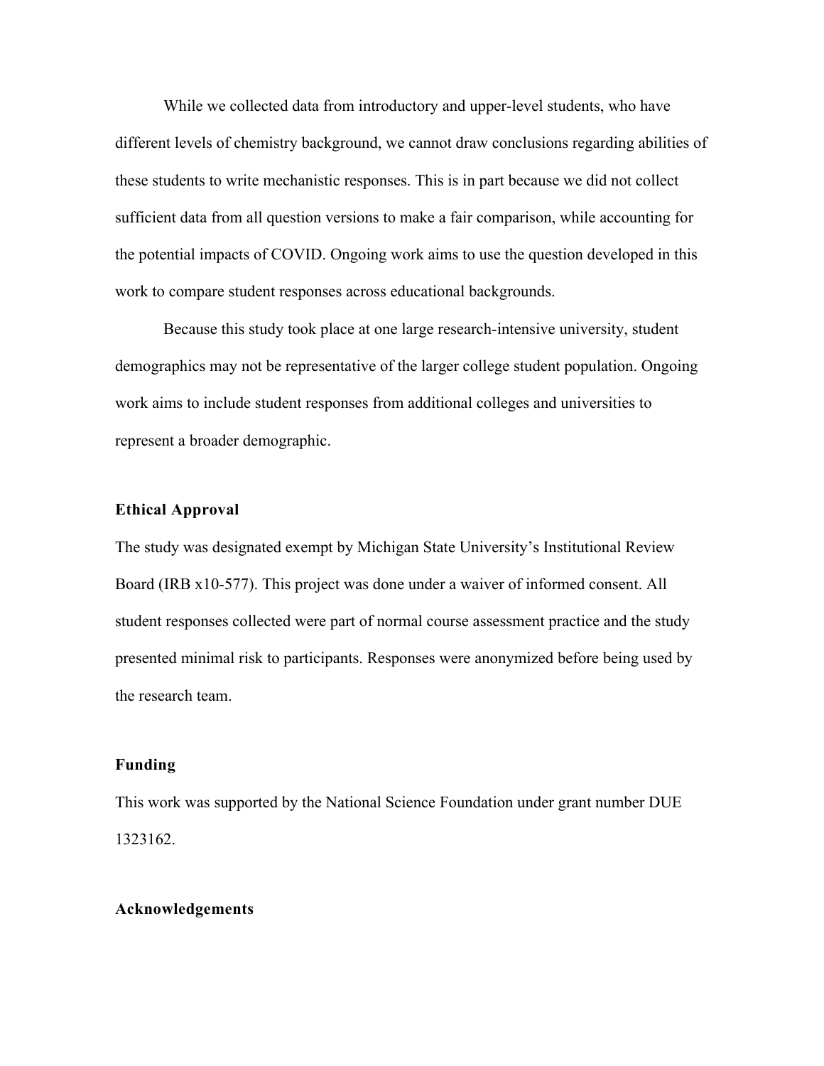While we collected data from introductory and upper-level students, who have different levels of chemistry background, we cannot draw conclusions regarding abilities of these students to write mechanistic responses. This is in part because we did not collect sufficient data from all question versions to make a fair comparison, while accounting for the potential impacts of COVID. Ongoing work aims to use the question developed in this work to compare student responses across educational backgrounds.

Because this study took place at one large research-intensive university, student demographics may not be representative of the larger college student population. Ongoing work aims to include student responses from additional colleges and universities to represent a broader demographic.

## Ethical Approval

The study was designated exempt by Michigan State University's Institutional Review Board (IRB x10-577). This project was done under a waiver of informed consent. All student responses collected were part of normal course assessment practice and the study presented minimal risk to participants. Responses were anonymized before being used by the research team.

## Funding

This work was supported by the National Science Foundation under grant number DUE 1323162.

## Acknowledgements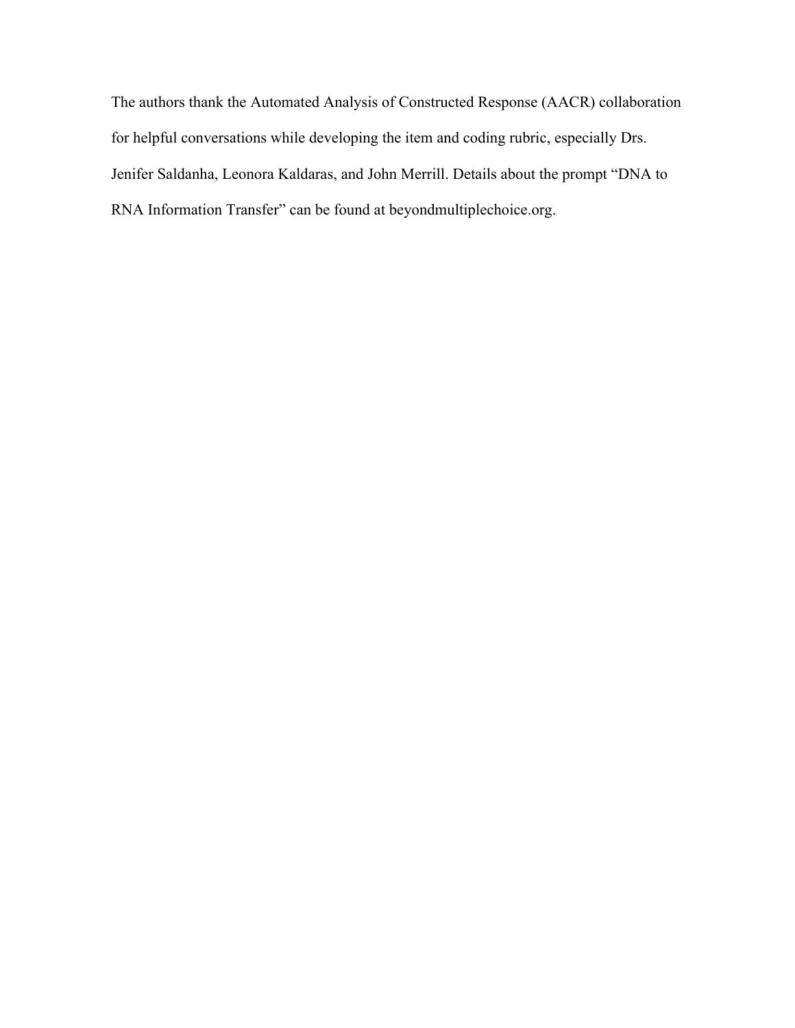The authors thank the Automated Analysis of Constructed Response (AACR) collaboration for helpful conversations while developing the item and coding rubric, especially Drs. Jenifer Saldanha, Leonora Kaldaras, and John Merrill. Details about the prompt "DNA to RNA Information Transfer" can be found at beyondmultiplechoice.org.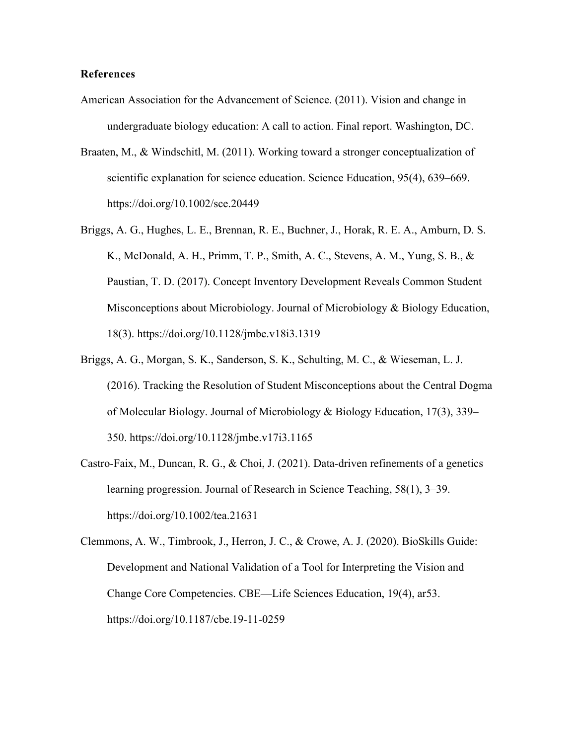**References**

American Association for the Advancement of Science. (2011). Vision and change in undergraduate biology education: A call to action. Final report. Washington, DC.

Braaten, M., & Windschitl, M. (2011). Working toward a stronger conceptualization of scientific explanation for science education. Science Education, 95(4), 639–669. https://doi.org/10.1002/sce.20449

Briggs, A. G., Hughes, L. E., Brennan, R. E., Buchner, J., Horak, R. E. A., Amburn, D. S. K., McDonald, A. H., Primm, T. P., Smith, A. C., Stevens, A. M., Yung, S. B., & Paustian, T. D. (2017). Concept Inventory Development Reveals Common Student Misconceptions about Microbiology. Journal of Microbiology & Biology Education, 18(3). https://doi.org/10.1128/jmbe.v18i3.1319

Briggs, A. G., Morgan, S. K., Sanderson, S. K., Schulting, M. C., & Wieseman, L. J. (2016). Tracking the Resolution of Student Misconceptions about the Central Dogma of Molecular Biology. Journal of Microbiology & Biology Education, 17(3), 339–350. https://doi.org/10.1128/jmbe.v17i3.1165

Castro-Faix, M., Duncan, R. G., & Choi, J. (2021). Data-driven refinements of a genetics learning progression. Journal of Research in Science Teaching, 58(1), 3–39. https://doi.org/10.1002/tea.21631

Clemmons, A. W., Timbrook, J., Herron, J. C., & Crowe, A. J. (2020). BioSkills Guide: Development and National Validation of a Tool for Interpreting the Vision and Change Core Competencies. CBE—Life Sciences Education, 19(4), ar53. https://doi.org/10.1187/cbe.19-11-0259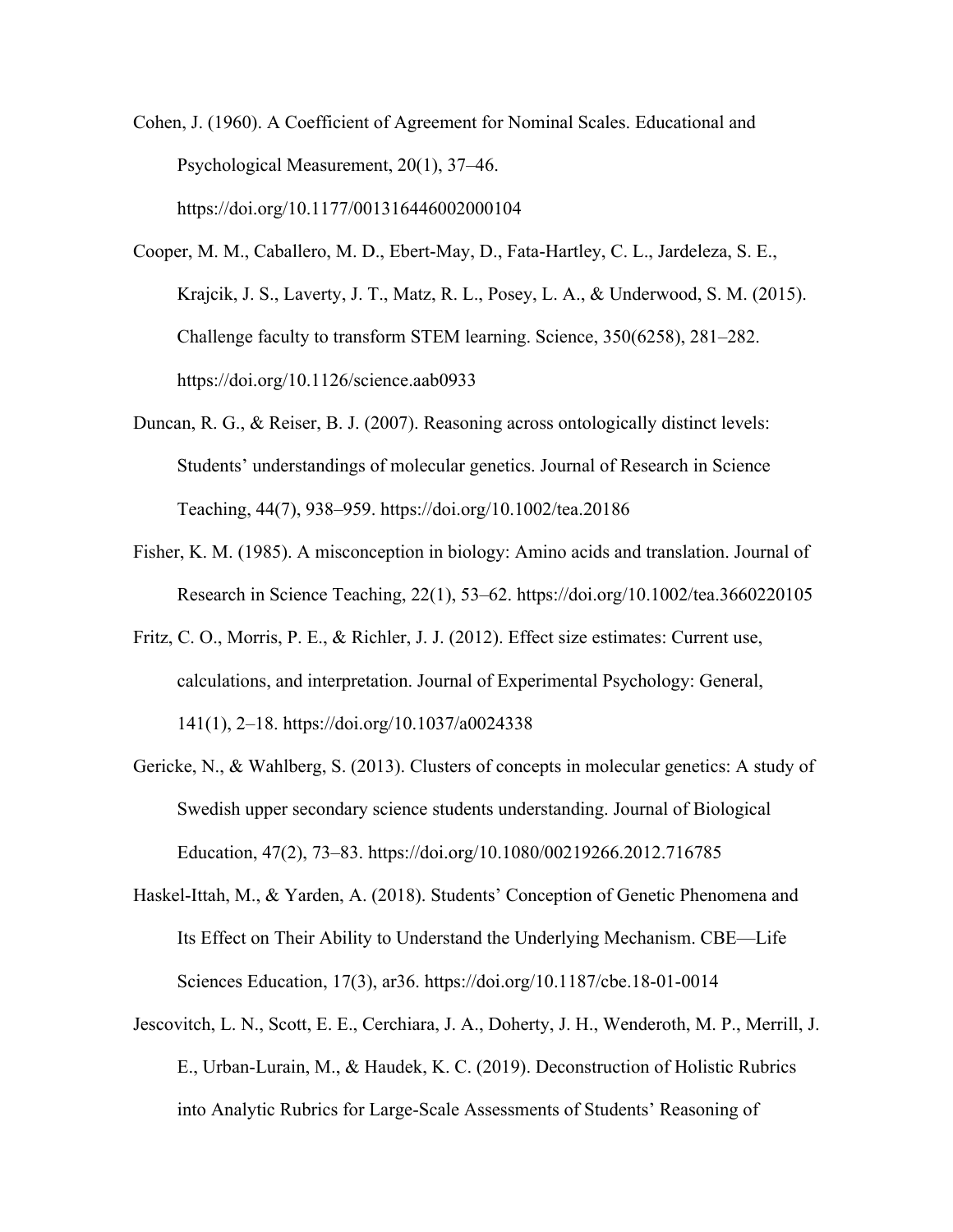Cohen, J. (1960). A Coefficient of Agreement for Nominal Scales. Educational and Psychological Measurement, 20(1), 37–46. https://doi.org/10.1177/001316446002000104

Cooper, M. M., Caballero, M. D., Ebert-May, D., Fata-Hartley, C. L., Jardeleza, S. E., Krajcik, J. S., Laverty, J. T., Matz, R. L., Posey, L. A., & Underwood, S. M. (2015). Challenge faculty to transform STEM learning. Science, 350(6258), 281–282. https://doi.org/10.1126/science.aab0933

Duncan, R. G., & Reiser, B. J. (2007). Reasoning across ontologically distinct levels: Students' understandings of molecular genetics. Journal of Research in Science Teaching, 44(7), 938–959. https://doi.org/10.1002/tea.20186

Fisher, K. M. (1985). A misconception in biology: Amino acids and translation. Journal of Research in Science Teaching, 22(1), 53–62. https://doi.org/10.1002/tea.3660220105

Fritz, C. O., Morris, P. E., & Richler, J. J. (2012). Effect size estimates: Current use, calculations, and interpretation. Journal of Experimental Psychology: General, 141(1), 2–18. https://doi.org/10.1037/a0024338

Gericke, N., & Wahlberg, S. (2013). Clusters of concepts in molecular genetics: A study of Swedish upper secondary science students understanding. Journal of Biological Education, 47(2), 73–83. https://doi.org/10.1080/00219266.2012.716785

Haskel-Ittah, M., & Yarden, A. (2018). Students' Conception of Genetic Phenomena and Its Effect on Their Ability to Understand the Underlying Mechanism. CBE—Life Sciences Education, 17(3), ar36. https://doi.org/10.1187/cbe.18-01-0014

Jescovitch, L. N., Scott, E. E., Cerchiara, J. A., Doherty, J. H., Wenderoth, M. P., Merrill, J. E., Urban-Lurain, M., & Haudek, K. C. (2019). Deconstruction of Holistic Rubrics into Analytic Rubrics for Large-Scale Assessments of Students' Reasoning of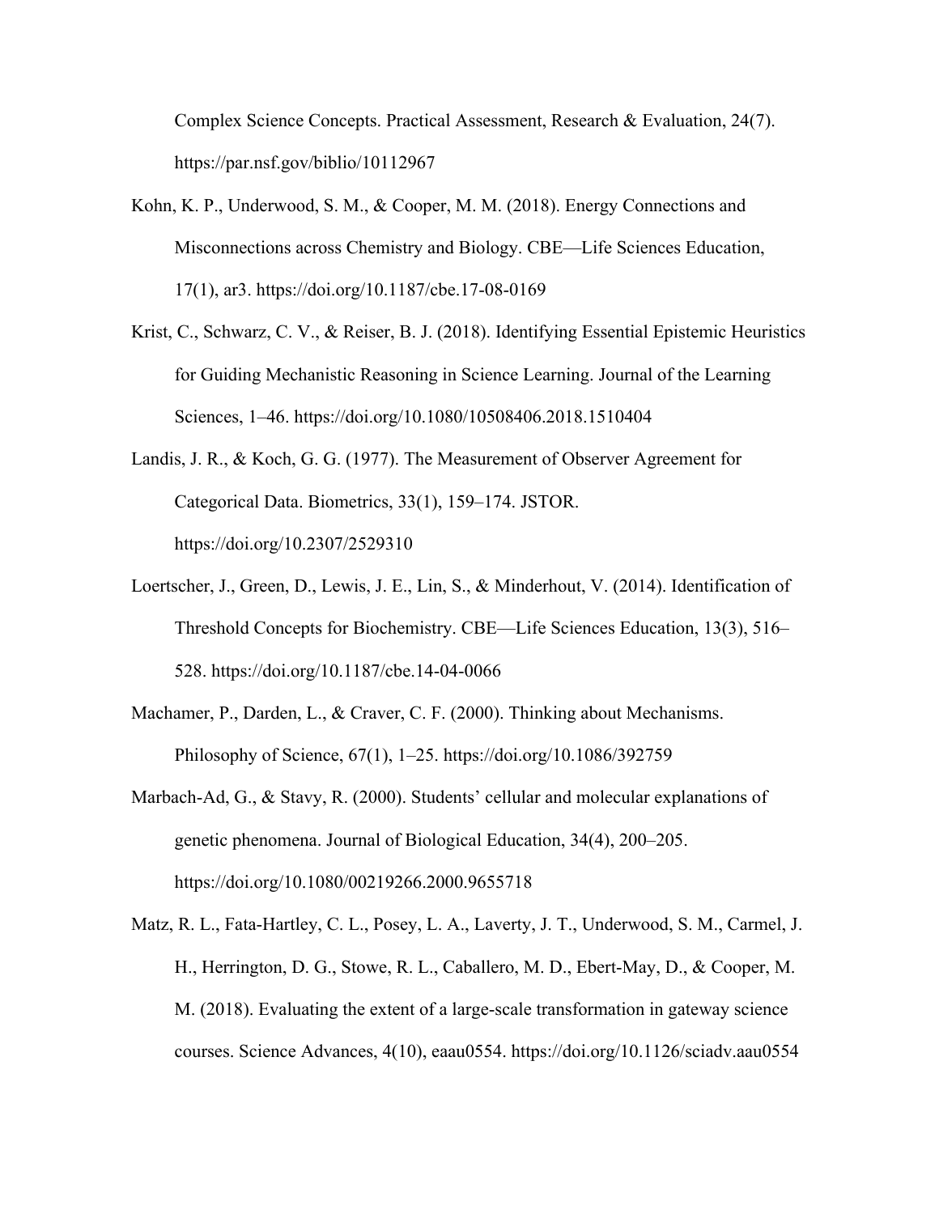Complex Science Concepts. Practical Assessment, Research & Evaluation, 24(7). https://par.nsf.gov/biblio/10112967

Kohn, K. P., Underwood, S. M., & Cooper, M. M. (2018). Energy Connections and Misconnections across Chemistry and Biology. CBE—Life Sciences Education, 17(1), ar3. https://doi.org/10.1187/cbe.17-08-0169

Krist, C., Schwarz, C. V., & Reiser, B. J. (2018). Identifying Essential Epistemic Heuristics for Guiding Mechanistic Reasoning in Science Learning. Journal of the Learning Sciences, 1–46. https://doi.org/10.1080/10508406.2018.1510404

Landis, J. R., & Koch, G. G. (1977). The Measurement of Observer Agreement for Categorical Data. Biometrics, 33(1), 159–174. JSTOR. https://doi.org/10.2307/2529310

Loertscher, J., Green, D., Lewis, J. E., Lin, S., & Minderhout, V. (2014). Identification of Threshold Concepts for Biochemistry. CBE—Life Sciences Education, 13(3), 516–528. https://doi.org/10.1187/cbe.14-04-0066

Machamer, P., Darden, L., & Craver, C. F. (2000). Thinking about Mechanisms. Philosophy of Science, 67(1), 1–25. https://doi.org/10.1086/392759

Marbach-Ad, G., & Stavy, R. (2000). Students' cellular and molecular explanations of genetic phenomena. Journal of Biological Education, 34(4), 200–205. https://doi.org/10.1080/00219266.2000.9655718

Matz, R. L., Fata-Hartley, C. L., Posey, L. A., Laverty, J. T., Underwood, S. M., Carmel, J. H., Herrington, D. G., Stowe, R. L., Caballero, M. D., Ebert-May, D., & Cooper, M. M. (2018). Evaluating the extent of a large-scale transformation in gateway science courses. Science Advances, 4(10), eaau0554. https://doi.org/10.1126/sciadv.aau0554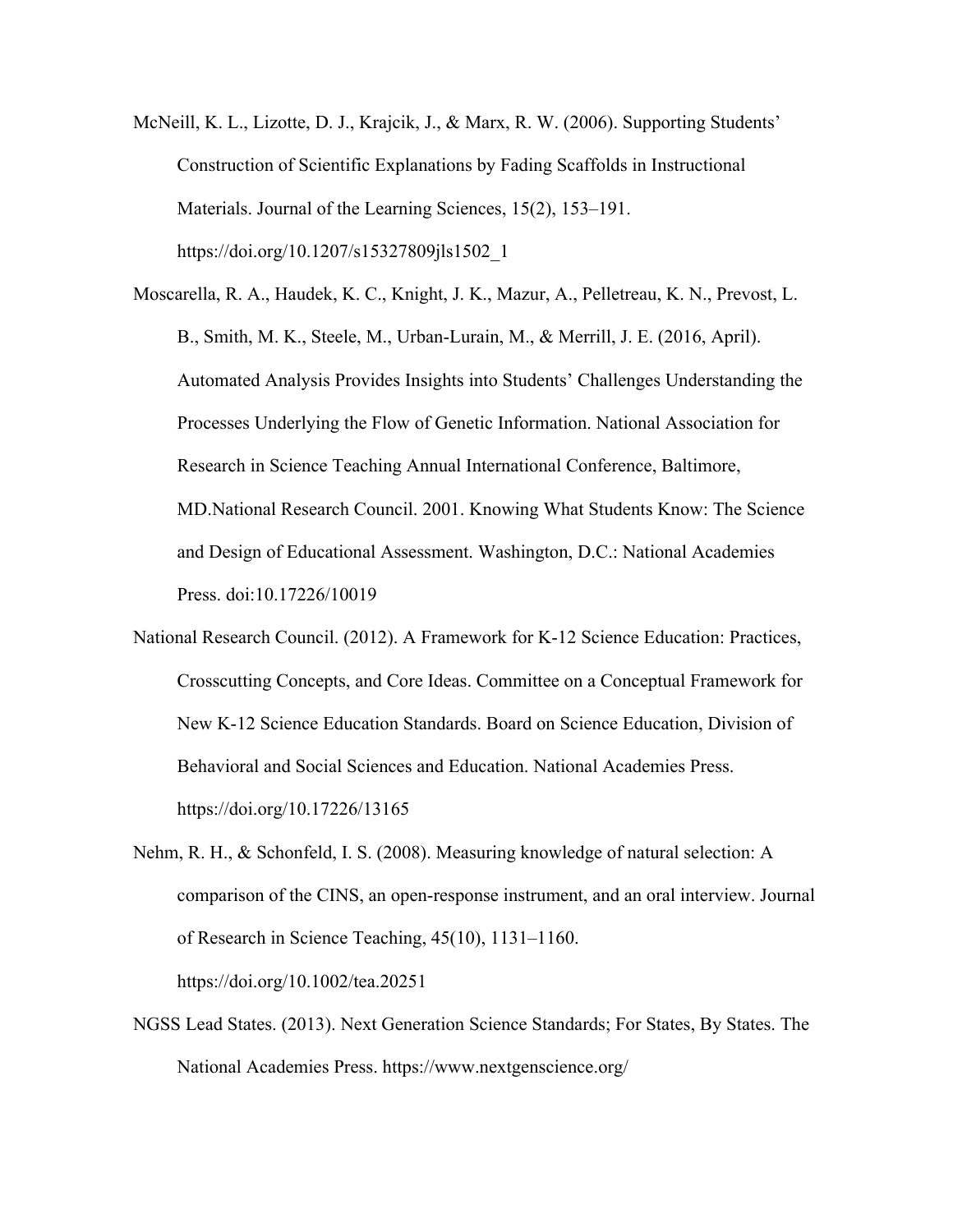McNeill, K. L., Lizotte, D. J., Krajcik, J., & Marx, R. W. (2006). Supporting Students' Construction of Scientific Explanations by Fading Scaffolds in Instructional Materials. Journal of the Learning Sciences, 15(2), 153–191. https://doi.org/10.1207/s15327809jls1502_1

Moscarella, R. A., Haudek, K. C., Knight, J. K., Mazur, A., Pelletreau, K. N., Prevost, L. B., Smith, M. K., Steele, M., Urban-Lurain, M., & Merrill, J. E. (2016, April). Automated Analysis Provides Insights into Students' Challenges Understanding the Processes Underlying the Flow of Genetic Information. National Association for Research in Science Teaching Annual International Conference, Baltimore, MD.National Research Council. 2001. Knowing What Students Know: The Science and Design of Educational Assessment. Washington, D.C.: National Academies Press. doi:10.17226/10019

National Research Council. (2012). A Framework for K-12 Science Education: Practices, Crosscutting Concepts, and Core Ideas. Committee on a Conceptual Framework for New K-12 Science Education Standards. Board on Science Education, Division of Behavioral and Social Sciences and Education. National Academies Press. https://doi.org/10.17226/13165

Nehm, R. H., & Schonfeld, I. S. (2008). Measuring knowledge of natural selection: A comparison of the CINS, an open-response instrument, and an oral interview. Journal of Research in Science Teaching, 45(10), 1131–1160. https://doi.org/10.1002/tea.20251

NGSS Lead States. (2013). Next Generation Science Standards; For States, By States. The National Academies Press. https://www.nextgenscience.org/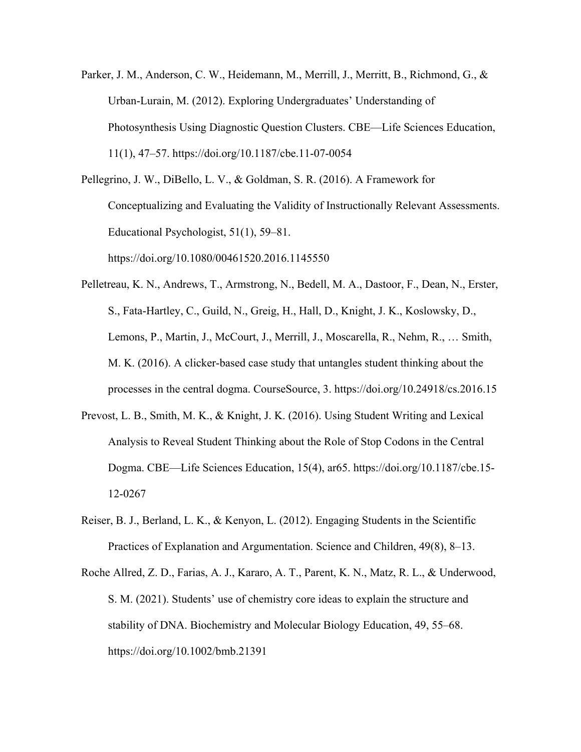Parker, J. M., Anderson, C. W., Heidemann, M., Merrill, J., Merritt, B., Richmond, G., & Urban-Lurain, M. (2012). Exploring Undergraduates' Understanding of Photosynthesis Using Diagnostic Question Clusters. CBE—Life Sciences Education, 11(1), 47–57. https://doi.org/10.1187/cbe.11-07-0054

Pellegrino, J. W., DiBello, L. V., & Goldman, S. R. (2016). A Framework for Conceptualizing and Evaluating the Validity of Instructionally Relevant Assessments. Educational Psychologist, 51(1), 59–81. https://doi.org/10.1080/00461520.2016.1145550

Pelletreau, K. N., Andrews, T., Armstrong, N., Bedell, M. A., Dastoor, F., Dean, N., Erster, S., Fata-Hartley, C., Guild, N., Greig, H., Hall, D., Knight, J. K., Koslowsky, D., Lemons, P., Martin, J., McCourt, J., Merrill, J., Moscarella, R., Nehm, R., … Smith, M. K. (2016). A clicker-based case study that untangles student thinking about the processes in the central dogma. CourseSource, 3. https://doi.org/10.24918/cs.2016.15

Prevost, L. B., Smith, M. K., & Knight, J. K. (2016). Using Student Writing and Lexical Analysis to Reveal Student Thinking about the Role of Stop Codons in the Central Dogma. CBE—Life Sciences Education, 15(4), ar65. https://doi.org/10.1187/cbe.15-12-0267

Reiser, B. J., Berland, L. K., & Kenyon, L. (2012). Engaging Students in the Scientific Practices of Explanation and Argumentation. Science and Children, 49(8), 8–13.

Roche Allred, Z. D., Farias, A. J., Kararo, A. T., Parent, K. N., Matz, R. L., & Underwood, S. M. (2021). Students' use of chemistry core ideas to explain the structure and stability of DNA. Biochemistry and Molecular Biology Education, 49, 55–68. https://doi.org/10.1002/bmb.21391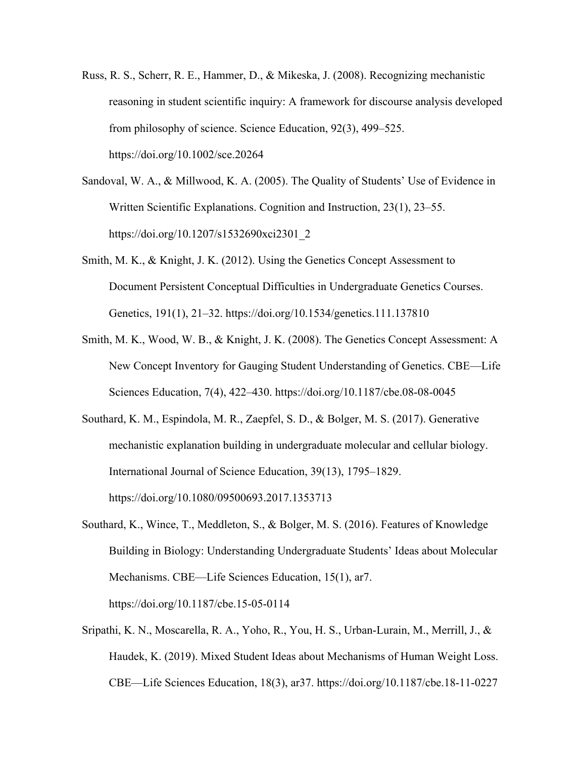Russ, R. S., Scherr, R. E., Hammer, D., & Mikeska, J. (2008). Recognizing mechanistic reasoning in student scientific inquiry: A framework for discourse analysis developed from philosophy of science. Science Education, 92(3), 499–525. https://doi.org/10.1002/sce.20264

Sandoval, W. A., & Millwood, K. A. (2005). The Quality of Students' Use of Evidence in Written Scientific Explanations. Cognition and Instruction, 23(1), 23–55. https://doi.org/10.1207/s1532690xci2301_2

Smith, M. K., & Knight, J. K. (2012). Using the Genetics Concept Assessment to Document Persistent Conceptual Difficulties in Undergraduate Genetics Courses. Genetics, 191(1), 21–32. https://doi.org/10.1534/genetics.111.137810

Smith, M. K., Wood, W. B., & Knight, J. K. (2008). The Genetics Concept Assessment: A New Concept Inventory for Gauging Student Understanding of Genetics. CBE—Life Sciences Education, 7(4), 422–430. https://doi.org/10.1187/cbe.08-08-0045

Southard, K. M., Espindola, M. R., Zaepfel, S. D., & Bolger, M. S. (2017). Generative mechanistic explanation building in undergraduate molecular and cellular biology. International Journal of Science Education, 39(13), 1795–1829. https://doi.org/10.1080/09500693.2017.1353713

Southard, K., Wince, T., Meddleton, S., & Bolger, M. S. (2016). Features of Knowledge Building in Biology: Understanding Undergraduate Students' Ideas about Molecular Mechanisms. CBE—Life Sciences Education, 15(1), ar7. https://doi.org/10.1187/cbe.15-05-0114

Sripathi, K. N., Moscarella, R. A., Yoho, R., You, H. S., Urban-Lurain, M., Merrill, J., & Haudek, K. (2019). Mixed Student Ideas about Mechanisms of Human Weight Loss. CBE—Life Sciences Education, 18(3), ar37. https://doi.org/10.1187/cbe.18-11-0227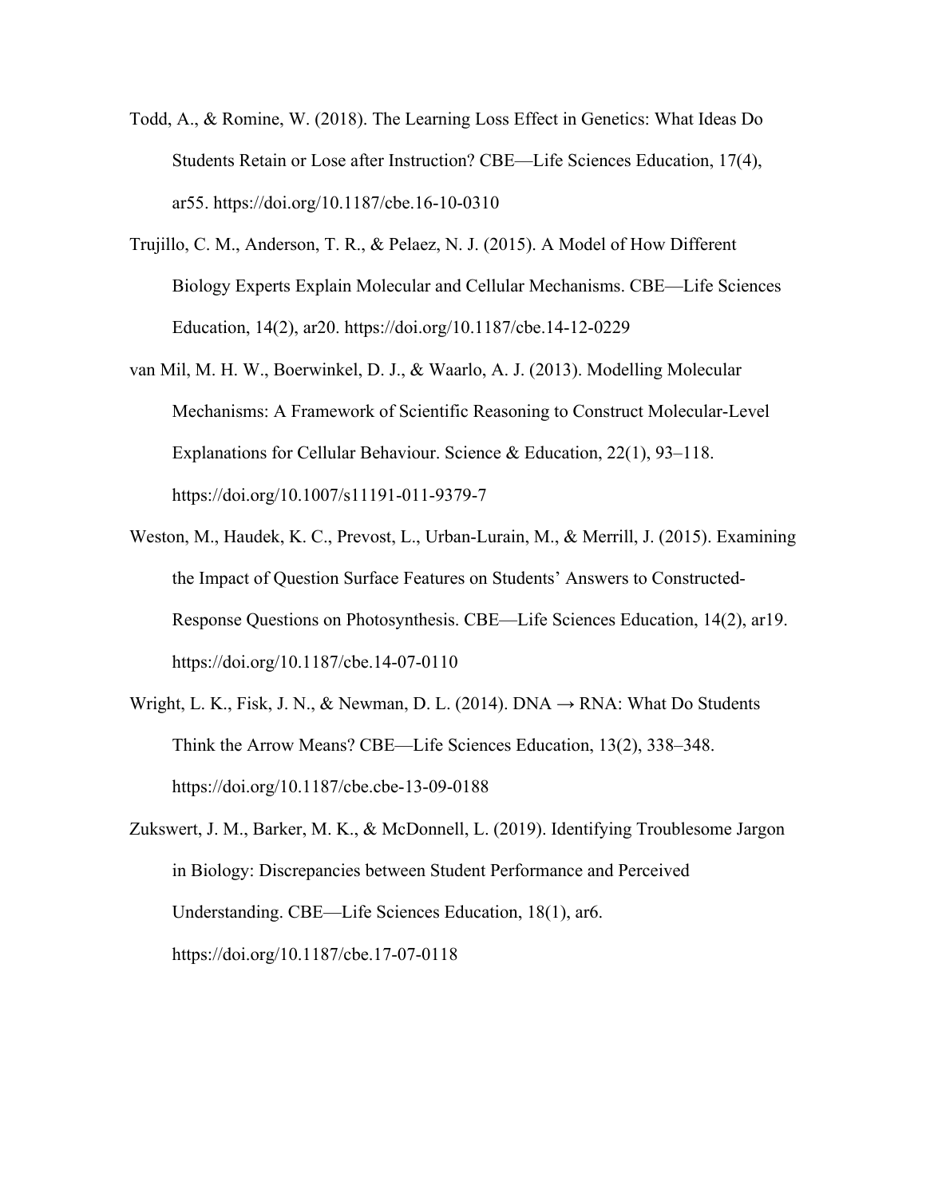Todd, A., & Romine, W. (2018). The Learning Loss Effect in Genetics: What Ideas Do Students Retain or Lose after Instruction? CBE—Life Sciences Education, 17(4), ar55. https://doi.org/10.1187/cbe.16-10-0310

Trujillo, C. M., Anderson, T. R., & Pelaez, N. J. (2015). A Model of How Different Biology Experts Explain Molecular and Cellular Mechanisms. CBE—Life Sciences Education, 14(2), ar20. https://doi.org/10.1187/cbe.14-12-0229

van Mil, M. H. W., Boerwinkel, D. J., & Waarlo, A. J. (2013). Modelling Molecular Mechanisms: A Framework of Scientific Reasoning to Construct Molecular-Level Explanations for Cellular Behaviour. Science & Education, 22(1), 93–118. https://doi.org/10.1007/s11191-011-9379-7

Weston, M., Haudek, K. C., Prevost, L., Urban-Lurain, M., & Merrill, J. (2015). Examining the Impact of Question Surface Features on Students' Answers to Constructed-Response Questions on Photosynthesis. CBE—Life Sciences Education, 14(2), ar19. https://doi.org/10.1187/cbe.14-07-0110

Wright, L. K., Fisk, J. N., & Newman, D. L. (2014). DNA → RNA: What Do Students Think the Arrow Means? CBE—Life Sciences Education, 13(2), 338–348. https://doi.org/10.1187/cbe.cbe-13-09-0188

Zukswert, J. M., Barker, M. K., & McDonnell, L. (2019). Identifying Troublesome Jargon in Biology: Discrepancies between Student Performance and Perceived Understanding. CBE—Life Sciences Education, 18(1), ar6. https://doi.org/10.1187/cbe.17-07-0118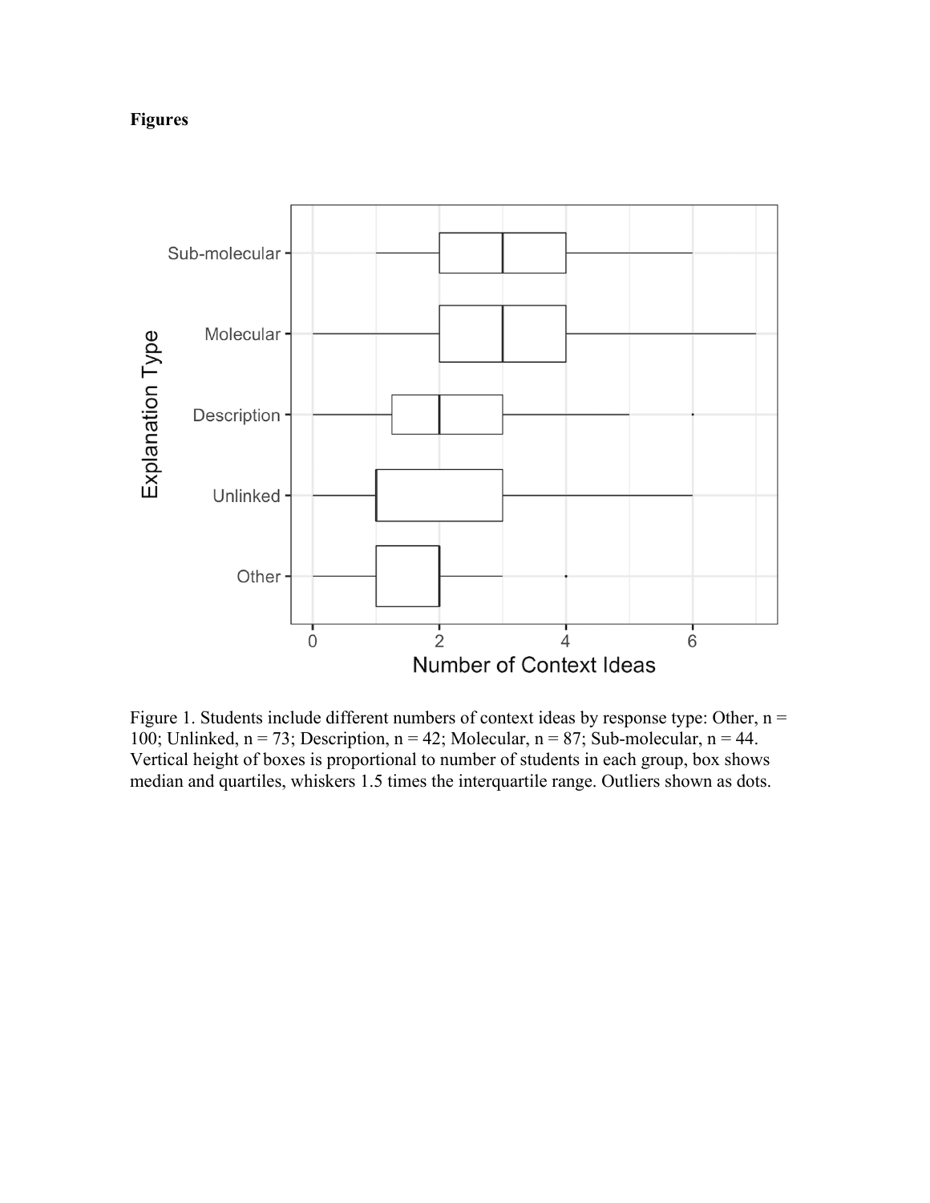**Figures**

Figure 1. Students include different numbers of context ideas by response type: Other, n = 100; Unlinked, n = 73; Description, n = 42; Molecular, n = 87; Sub-molecular, n = 44. Vertical height of boxes is proportional to number of students in each group, box shows median and quartiles, whiskers 1.5 times the interquartile range. Outliers shown as dots.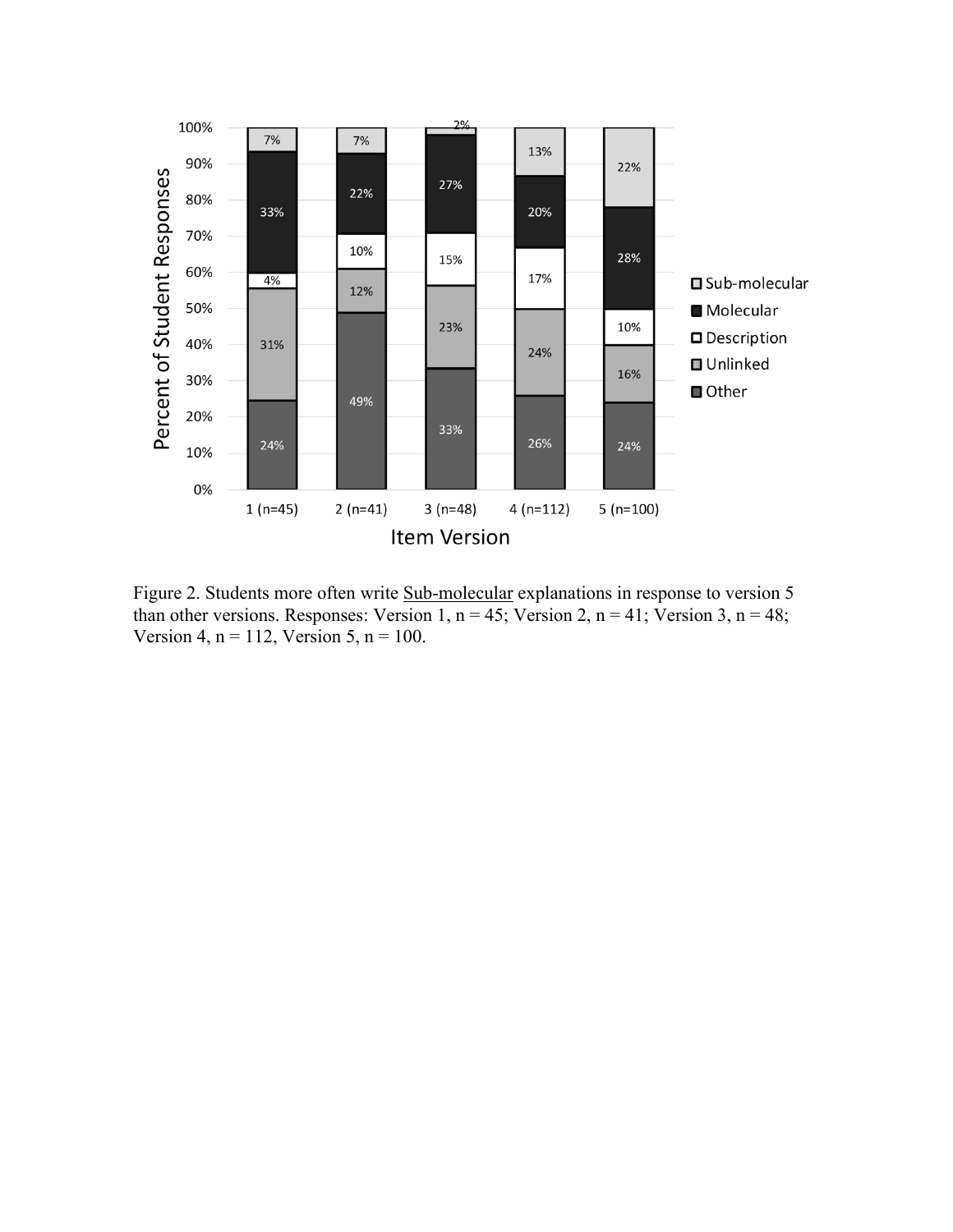| Item Version | Sub-molecular | Molecular | Description | Unlinked | Other |
|---|---|---|---|---|---|
| 1 (n=45) | 7% | 33% | 4% | 31% | 24% |
| 2 (n=41) | 7% | 22% | 10% | 12% | 49% |
| 3 (n=48) | 2% | 27% | 15% | 23% | 33% |
| 4 (n=112) | 13% | 20% | 17% | 24% | 26% |
| 5 (n=100) | 22% | 28% | 10% | 16% | 24% |

Figure 2. Students more often write Sub-molecular explanations in response to version 5 than other versions. Responses: Version 1, n = 45; Version 2, n = 41; Version 3, n = 48; Version 4, n = 112, Version 5, n = 100.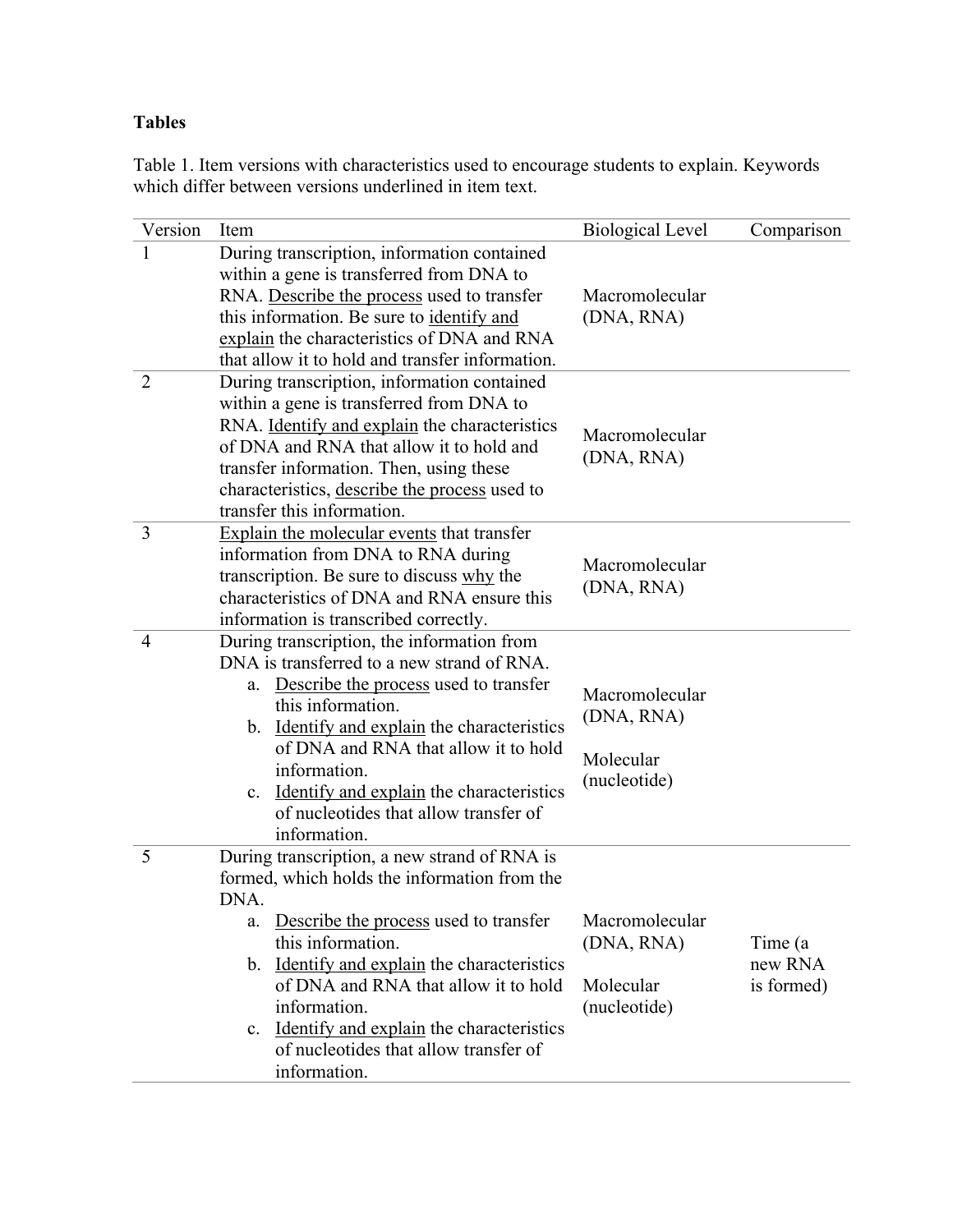**Tables**

Table 1. Item versions with characteristics used to encourage students to explain. Keywords which differ between versions underlined in item text.

| Version | Item | Biological Level | Comparison |
|---|---|---|---|
| 1 | During transcription, information contained within a gene is transferred from DNA to RNA. <u>Describe the process</u> used to transfer this information. Be sure to <u>identify and explain</u> the characteristics of DNA and RNA that allow it to hold and transfer information. | Macromolecular (DNA, RNA) | |
| 2 | During transcription, information contained within a gene is transferred from DNA to RNA. <u>Identify and explain</u> the characteristics of DNA and RNA that allow it to hold and transfer information. Then, using these characteristics, <u>describe the process</u> used to transfer this information. | Macromolecular (DNA, RNA) | |
| 3 | <u>Explain the molecular events</u> that transfer information from DNA to RNA during transcription. Be sure to discuss <u>why</u> the characteristics of DNA and RNA ensure this information is transcribed correctly. | Macromolecular (DNA, RNA) | |
| 4 | During transcription, the information from DNA is transferred to a new strand of RNA. a. <u>Describe the process</u> used to transfer this information. b. <u>Identify and explain</u> the characteristics of DNA and RNA that allow it to hold information. c. <u>Identify and explain</u> the characteristics of nucleotides that allow transfer of information. | Macromolecular (DNA, RNA) Molecular (nucleotide) | |
| 5 | During transcription, a new strand of RNA is formed, which holds the information from the DNA. a. <u>Describe the process</u> used to transfer this information. b. <u>Identify and explain</u> the characteristics of DNA and RNA that allow it to hold information. c. <u>Identify and explain</u> the characteristics of nucleotides that allow transfer of information. | Macromolecular (DNA, RNA) Molecular (nucleotide) | Time (a new RNA is formed) |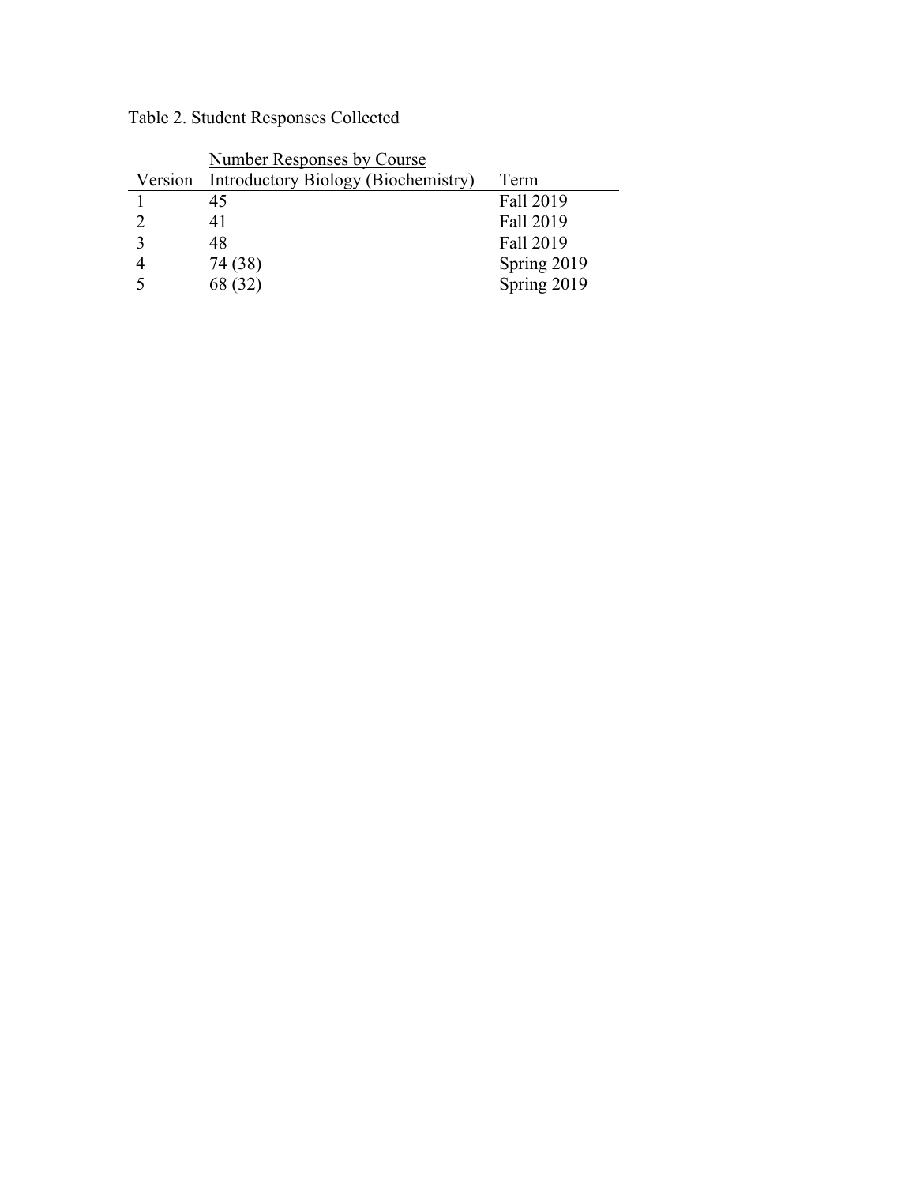Table 2. Student Responses Collected

| Version | Number Responses by Course<br>Introductory Biology (Biochemistry) | Term |
|---|---|---|
| 1 | 45 | Fall 2019 |
| 2 | 41 | Fall 2019 |
| 3 | 48 | Fall 2019 |
| 4 | 74 (38) | Spring 2019 |
| 5 | 68 (32) | Spring 2019 |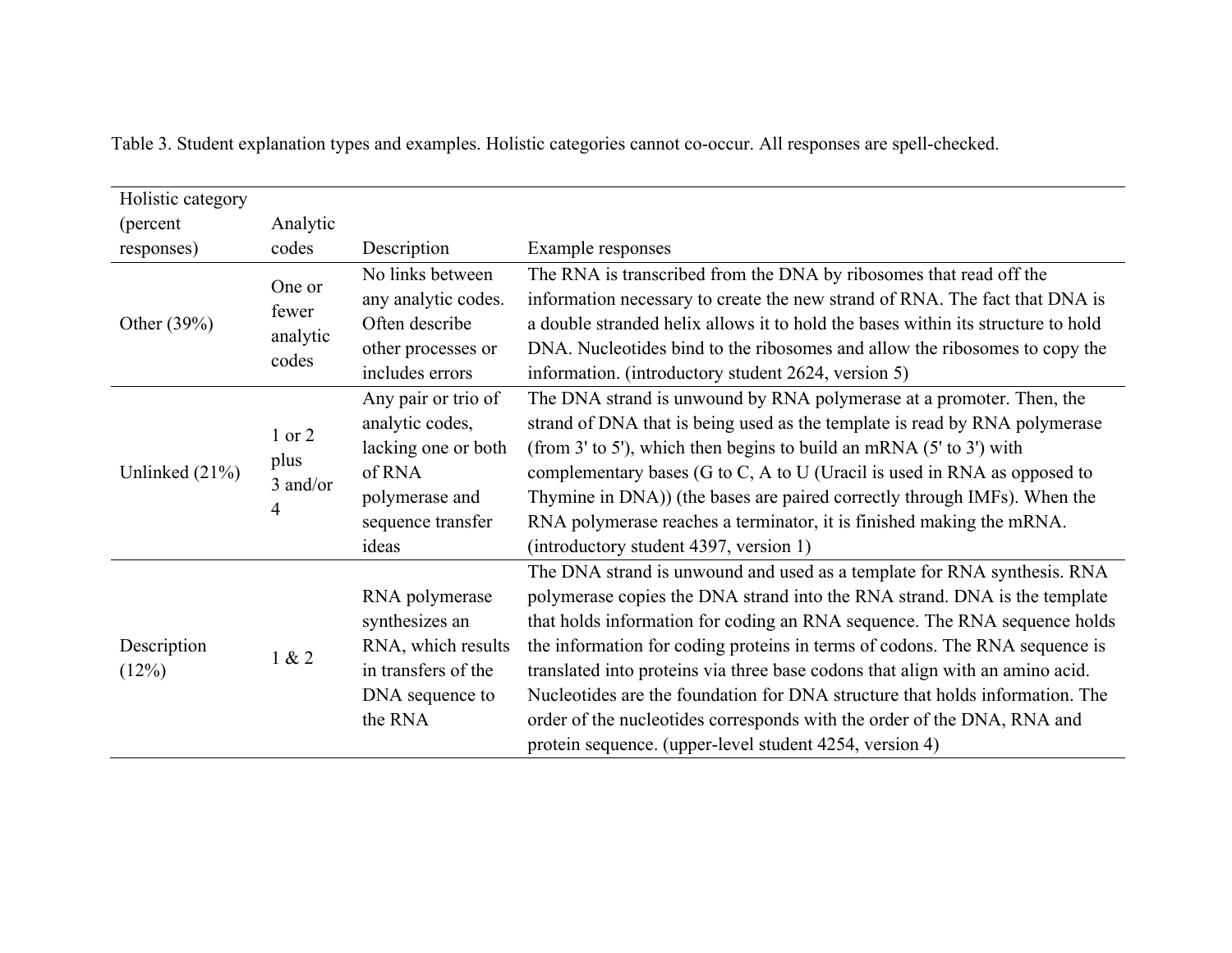Table 3. Student explanation types and examples. Holistic categories cannot co-occur. All responses are spell-checked.

| Holistic category (percent responses) | Analytic codes | Description | Example responses |
| --- | --- | --- | --- |
| Other (39%) | One or fewer analytic codes | No links between any analytic codes. Often describe other processes or includes errors | The RNA is transcribed from the DNA by ribosomes that read off the information necessary to create the new strand of RNA. The fact that DNA is a double stranded helix allows it to hold the bases within its structure to hold DNA. Nucleotides bind to the ribosomes and allow the ribosomes to copy the information. (introductory student 2624, version 5) |
| Unlinked (21%) | 1 or 2 plus 3 and/or 4 | Any pair or trio of analytic codes, lacking one or both of RNA polymerase and sequence transfer ideas | The DNA strand is unwound by RNA polymerase at a promoter. Then, the strand of DNA that is being used as the template is read by RNA polymerase (from 3' to 5'), which then begins to build an mRNA (5' to 3') with complementary bases (G to C, A to U (Uracil is used in RNA as opposed to Thymine in DNA)) (the bases are paired correctly through IMFs). When the RNA polymerase reaches a terminator, it is finished making the mRNA. (introductory student 4397, version 1) |
| Description (12%) | 1 & 2 | RNA polymerase synthesizes an RNA, which results in transfers of the DNA sequence to the RNA | The DNA strand is unwound and used as a template for RNA synthesis. RNA polymerase copies the DNA strand into the RNA strand. DNA is the template that holds information for coding an RNA sequence. The RNA sequence holds the information for coding proteins in terms of codons. The RNA sequence is translated into proteins via three base codons that align with an amino acid. Nucleotides are the foundation for DNA structure that holds information. The order of the nucleotides corresponds with the order of the DNA, RNA and protein sequence. (upper-level student 4254, version 4) |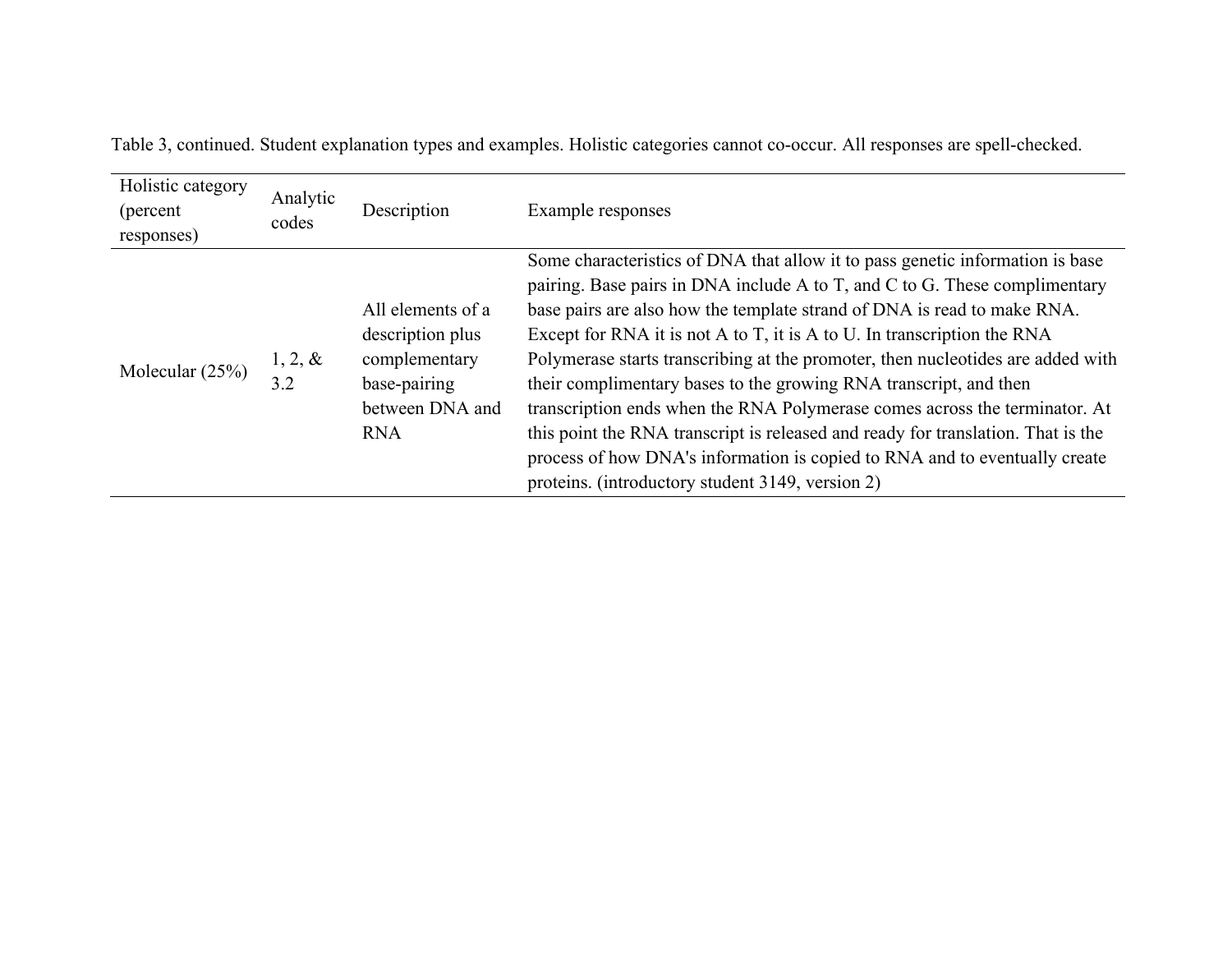Table 3, continued. Student explanation types and examples. Holistic categories cannot co-occur. All responses are spell-checked.

| Holistic category (percent responses) | Analytic codes | Description | Example responses |
|---|---|---|---|
| Molecular (25%) | 1, 2, & 3.2 | All elements of a description plus complementary base-pairing between DNA and RNA | Some characteristics of DNA that allow it to pass genetic information is base pairing. Base pairs in DNA include A to T, and C to G. These complimentary base pairs are also how the template strand of DNA is read to make RNA. Except for RNA it is not A to T, it is A to U. In transcription the RNA Polymerase starts transcribing at the promoter, then nucleotides are added with their complimentary bases to the growing RNA transcript, and then transcription ends when the RNA Polymerase comes across the terminator. At this point the RNA transcript is released and ready for translation. That is the process of how DNA's information is copied to RNA and to eventually create proteins. (introductory student 3149, version 2) |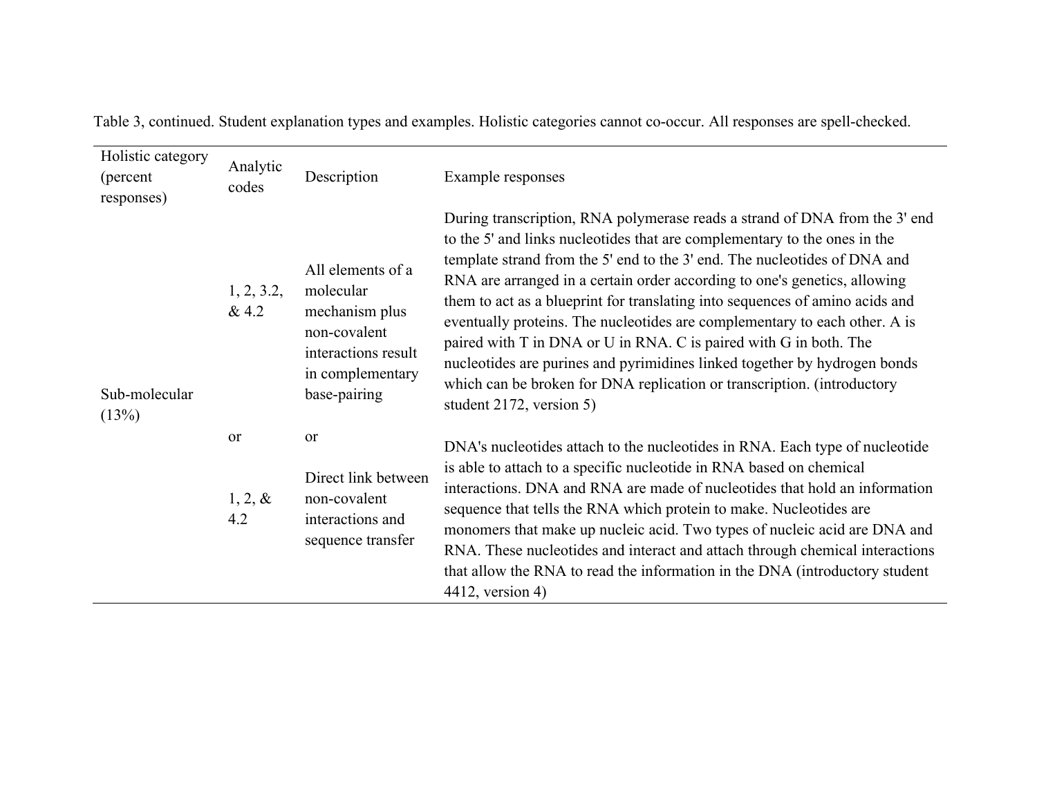Table 3, continued. Student explanation types and examples. Holistic categories cannot co-occur. All responses are spell-checked.

| Holistic category (percent responses) | Analytic codes | Description | Example responses |
|---|---|---|---|
| Sub-molecular (13%) | 1, 2, 3.2, & 4.2 | All elements of a molecular mechanism plus non-covalent interactions result in complementary base-pairing | During transcription, RNA polymerase reads a strand of DNA from the 3' end to the 5' and links nucleotides that are complementary to the ones in the template strand from the 5' end to the 3' end. The nucleotides of DNA and RNA are arranged in a certain order according to one's genetics, allowing them to act as a blueprint for translating into sequences of amino acids and eventually proteins. The nucleotides are complementary to each other. A is paired with T in DNA or U in RNA. C is paired with G in both. The nucleotides are purines and pyrimidines linked together by hydrogen bonds which can be broken for DNA replication or transcription. (introductory student 2172, version 5) |
| | or | or | |
| | 1, 2, & 4.2 | Direct link between non-covalent interactions and sequence transfer | DNA's nucleotides attach to the nucleotides in RNA. Each type of nucleotide is able to attach to a specific nucleotide in RNA based on chemical interactions. DNA and RNA are made of nucleotides that hold an information sequence that tells the RNA which protein to make. Nucleotides are monomers that make up nucleic acid. Two types of nucleic acid are DNA and RNA. These nucleotides and interact and attach through chemical interactions that allow the RNA to read the information in the DNA (introductory student 4412, version 4) |